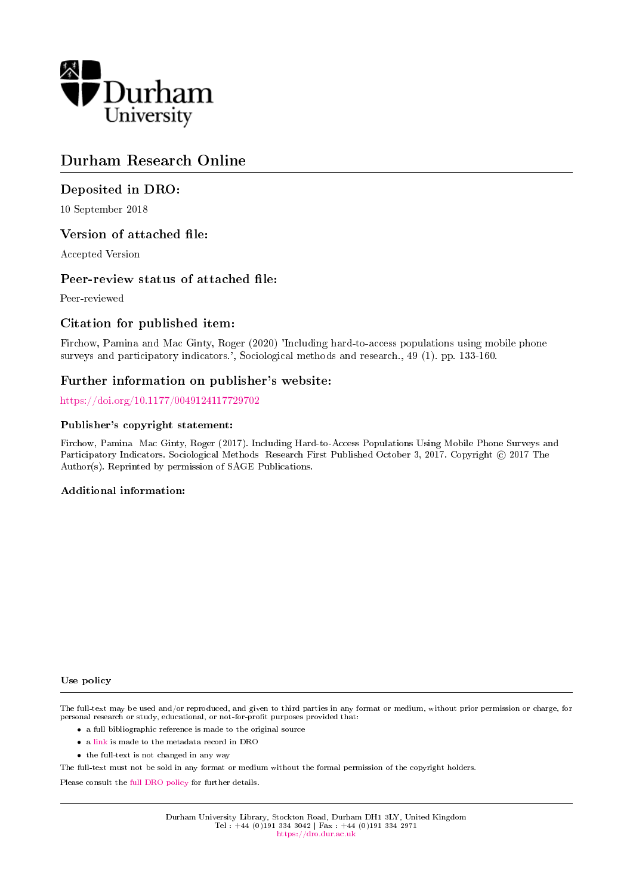Durham University

# Durham Research Online

## Deposited in DRO:

10 September 2018

## Version of attached file:

Accepted Version

## Peer-review status of attached file:

Peer-reviewed

## Citation for published item:

Firchow, Pamina and Mac Ginty, Roger (2020) 'Including hard-to-access populations using mobile phone surveys and participatory indicators.', Sociological methods and research., 49 (1). pp. 133-160.

## Further information on publisher's website:

https://doi.org/10.1177/0049124117729702

### Publisher's copyright statement:

Firchow, Pamina Mac Ginty, Roger (2017). Including Hard-to-Access Populations Using Mobile Phone Surveys and Participatory Indicators. Sociological Methods Research First Published October 3, 2017. Copyright © 2017 The Author(s). Reprinted by permission of SAGE Publications.

### Additional information:

### Use policy

The full-text may be used and/or reproduced, and given to third parties in any format or medium, without prior permission or charge, for personal research or study, educational, or not-for-profit purposes provided that:

- a full bibliographic reference is made to the original source
- a link is made to the metadata record in DRO
- the full-text is not changed in any way

The full-text must not be sold in any format or medium without the formal permission of the copyright holders.

Please consult the full DRO policy for further details.

Durham University Library, Stockton Road, Durham DH1 3LY, United Kingdom
Tel : +44 (0)191 334 3042 | Fax : +44 (0)191 334 2971
https://dro.dur.ac.uk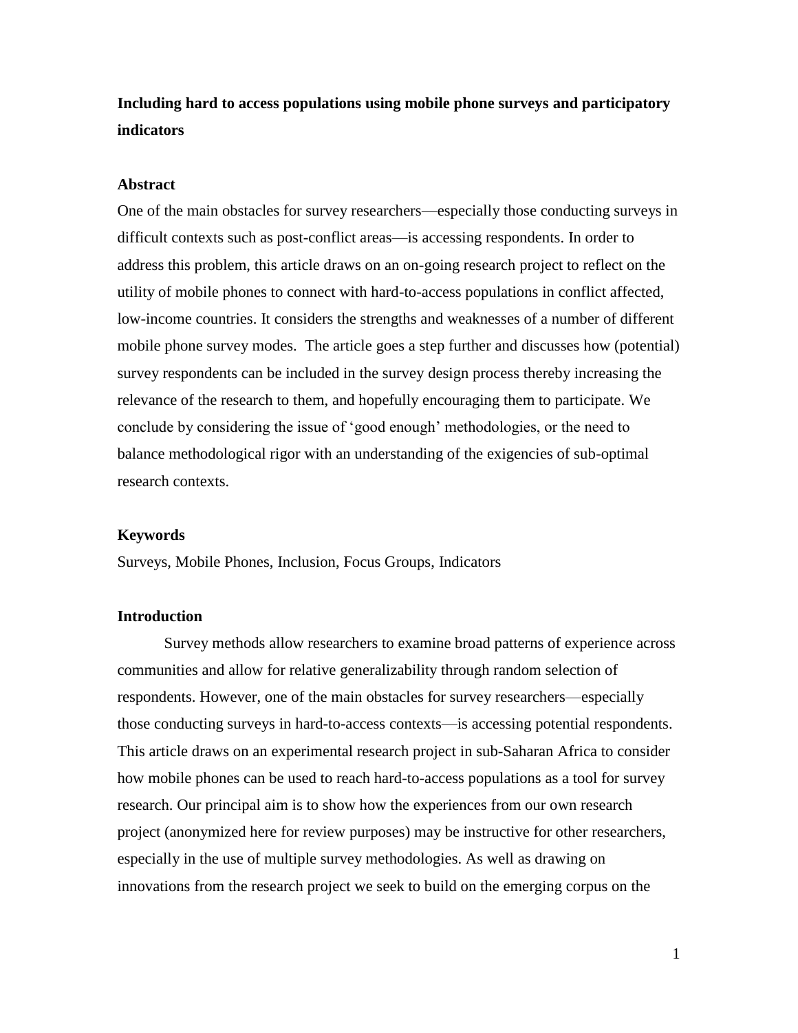**Including hard to access populations using mobile phone surveys and participatory indicators**

## Abstract

One of the main obstacles for survey researchers—especially those conducting surveys in difficult contexts such as post-conflict areas—is accessing respondents. In order to address this problem, this article draws on an on-going research project to reflect on the utility of mobile phones to connect with hard-to-access populations in conflict affected, low-income countries. It considers the strengths and weaknesses of a number of different mobile phone survey modes. The article goes a step further and discusses how (potential) survey respondents can be included in the survey design process thereby increasing the relevance of the research to them, and hopefully encouraging them to participate. We conclude by considering the issue of 'good enough' methodologies, or the need to balance methodological rigor with an understanding of the exigencies of sub-optimal research contexts.

## Keywords

Surveys, Mobile Phones, Inclusion, Focus Groups, Indicators

## Introduction

Survey methods allow researchers to examine broad patterns of experience across communities and allow for relative generalizability through random selection of respondents. However, one of the main obstacles for survey researchers—especially those conducting surveys in hard-to-access contexts—is accessing potential respondents. This article draws on an experimental research project in sub-Saharan Africa to consider how mobile phones can be used to reach hard-to-access populations as a tool for survey research. Our principal aim is to show how the experiences from our own research project (anonymized here for review purposes) may be instructive for other researchers, especially in the use of multiple survey methodologies. As well as drawing on innovations from the research project we seek to build on the emerging corpus on the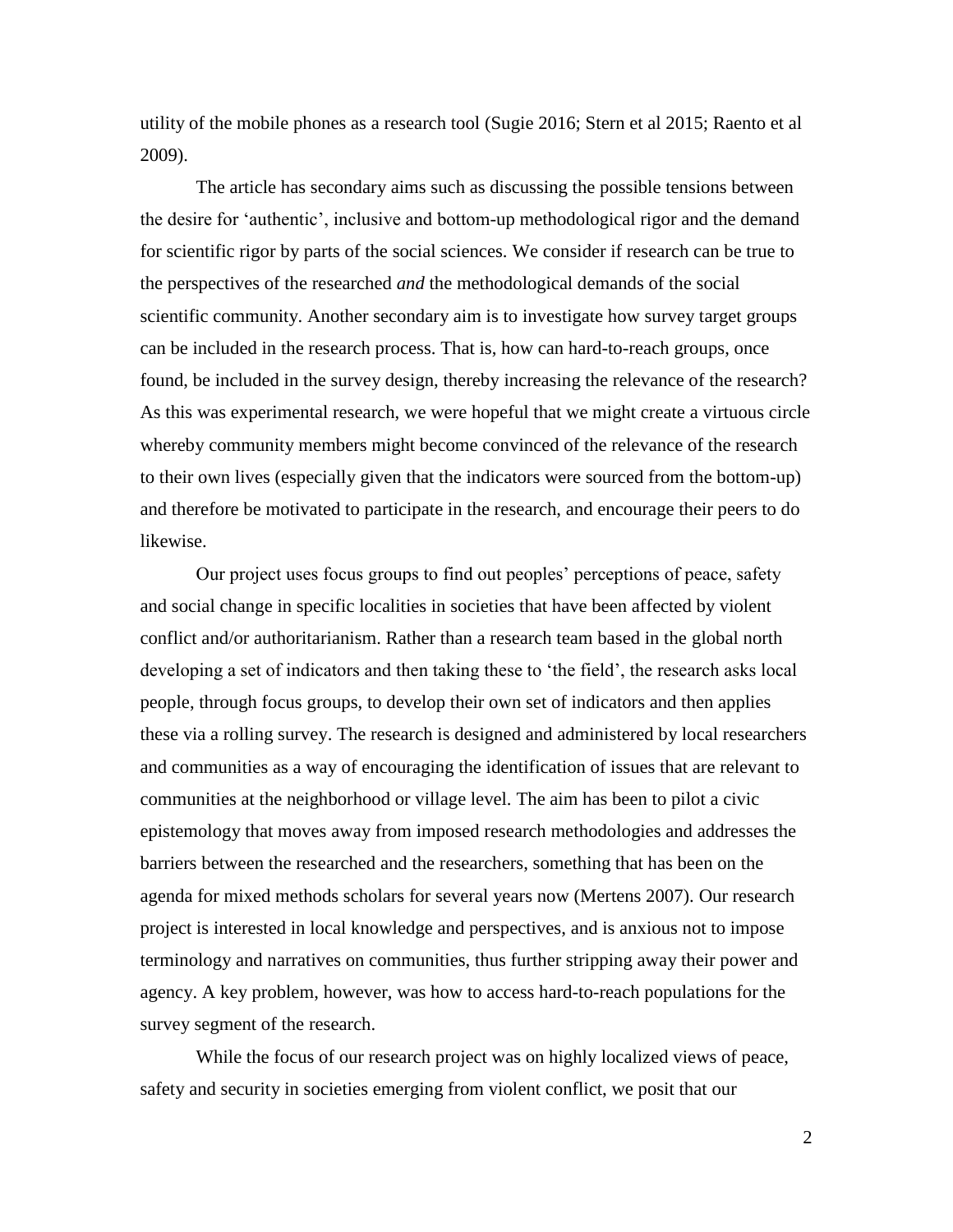utility of the mobile phones as a research tool (Sugie 2016; Stern et al 2015; Raento et al 2009).

The article has secondary aims such as discussing the possible tensions between the desire for 'authentic', inclusive and bottom-up methodological rigor and the demand for scientific rigor by parts of the social sciences. We consider if research can be true to the perspectives of the researched *and* the methodological demands of the social scientific community. Another secondary aim is to investigate how survey target groups can be included in the research process. That is, how can hard-to-reach groups, once found, be included in the survey design, thereby increasing the relevance of the research? As this was experimental research, we were hopeful that we might create a virtuous circle whereby community members might become convinced of the relevance of the research to their own lives (especially given that the indicators were sourced from the bottom-up) and therefore be motivated to participate in the research, and encourage their peers to do likewise.

Our project uses focus groups to find out peoples' perceptions of peace, safety and social change in specific localities in societies that have been affected by violent conflict and/or authoritarianism. Rather than a research team based in the global north developing a set of indicators and then taking these to 'the field', the research asks local people, through focus groups, to develop their own set of indicators and then applies these via a rolling survey. The research is designed and administered by local researchers and communities as a way of encouraging the identification of issues that are relevant to communities at the neighborhood or village level. The aim has been to pilot a civic epistemology that moves away from imposed research methodologies and addresses the barriers between the researched and the researchers, something that has been on the agenda for mixed methods scholars for several years now (Mertens 2007). Our research project is interested in local knowledge and perspectives, and is anxious not to impose terminology and narratives on communities, thus further stripping away their power and agency. A key problem, however, was how to access hard-to-reach populations for the survey segment of the research.

While the focus of our research project was on highly localized views of peace, safety and security in societies emerging from violent conflict, we posit that our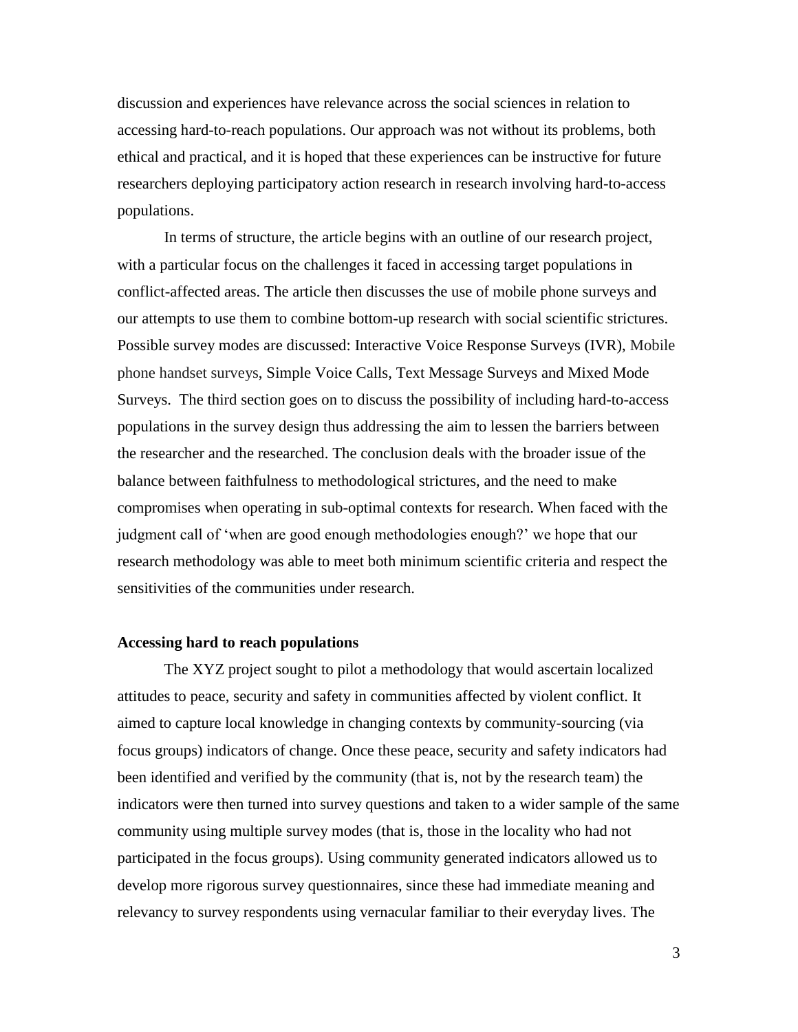discussion and experiences have relevance across the social sciences in relation to accessing hard-to-reach populations. Our approach was not without its problems, both ethical and practical, and it is hoped that these experiences can be instructive for future researchers deploying participatory action research in research involving hard-to-access populations.

In terms of structure, the article begins with an outline of our research project, with a particular focus on the challenges it faced in accessing target populations in conflict-affected areas. The article then discusses the use of mobile phone surveys and our attempts to use them to combine bottom-up research with social scientific strictures. Possible survey modes are discussed: Interactive Voice Response Surveys (IVR), Mobile phone handset surveys, Simple Voice Calls, Text Message Surveys and Mixed Mode Surveys. The third section goes on to discuss the possibility of including hard-to-access populations in the survey design thus addressing the aim to lessen the barriers between the researcher and the researched. The conclusion deals with the broader issue of the balance between faithfulness to methodological strictures, and the need to make compromises when operating in sub-optimal contexts for research. When faced with the judgment call of 'when are good enough methodologies enough?' we hope that our research methodology was able to meet both minimum scientific criteria and respect the sensitivities of the communities under research.

**Accessing hard to reach populations**

The XYZ project sought to pilot a methodology that would ascertain localized attitudes to peace, security and safety in communities affected by violent conflict. It aimed to capture local knowledge in changing contexts by community-sourcing (via focus groups) indicators of change. Once these peace, security and safety indicators had been identified and verified by the community (that is, not by the research team) the indicators were then turned into survey questions and taken to a wider sample of the same community using multiple survey modes (that is, those in the locality who had not participated in the focus groups). Using community generated indicators allowed us to develop more rigorous survey questionnaires, since these had immediate meaning and relevancy to survey respondents using vernacular familiar to their everyday lives. The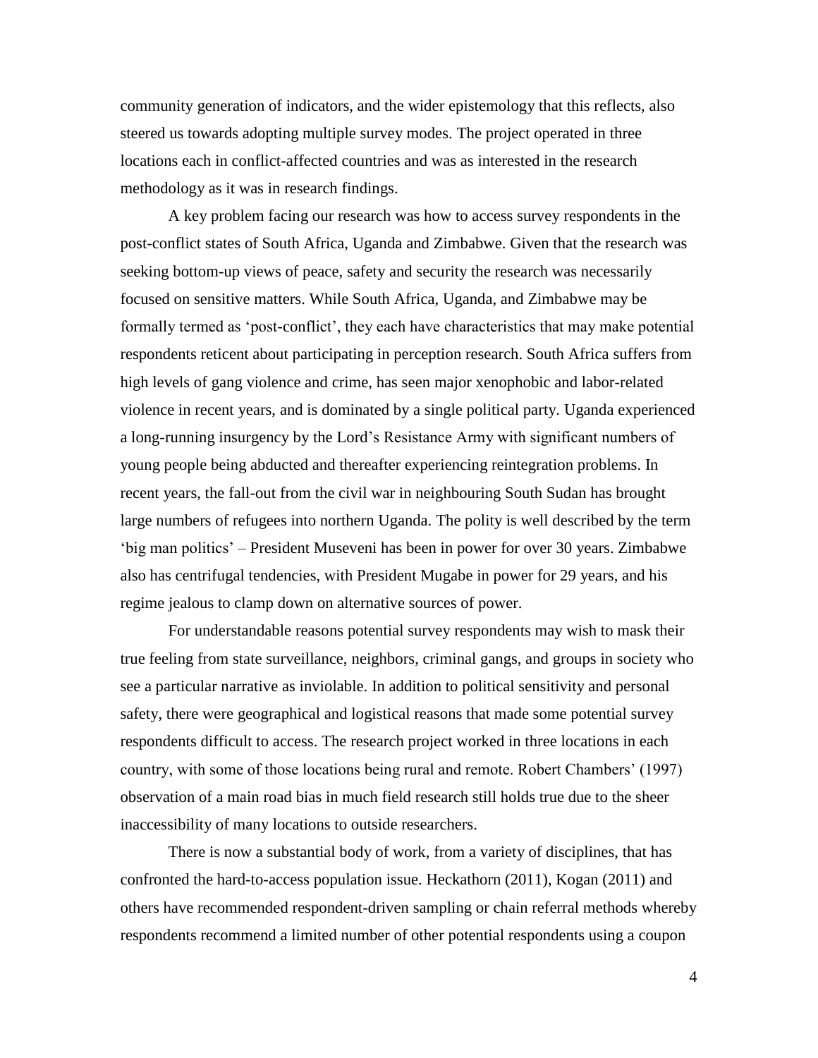community generation of indicators, and the wider epistemology that this reflects, also steered us towards adopting multiple survey modes. The project operated in three locations each in conflict-affected countries and was as interested in the research methodology as it was in research findings.

A key problem facing our research was how to access survey respondents in the post-conflict states of South Africa, Uganda and Zimbabwe. Given that the research was seeking bottom-up views of peace, safety and security the research was necessarily focused on sensitive matters. While South Africa, Uganda, and Zimbabwe may be formally termed as 'post-conflict', they each have characteristics that may make potential respondents reticent about participating in perception research. South Africa suffers from high levels of gang violence and crime, has seen major xenophobic and labor-related violence in recent years, and is dominated by a single political party. Uganda experienced a long-running insurgency by the Lord's Resistance Army with significant numbers of young people being abducted and thereafter experiencing reintegration problems. In recent years, the fall-out from the civil war in neighbouring South Sudan has brought large numbers of refugees into northern Uganda. The polity is well described by the term 'big man politics' – President Museveni has been in power for over 30 years. Zimbabwe also has centrifugal tendencies, with President Mugabe in power for 29 years, and his regime jealous to clamp down on alternative sources of power.

For understandable reasons potential survey respondents may wish to mask their true feeling from state surveillance, neighbors, criminal gangs, and groups in society who see a particular narrative as inviolable. In addition to political sensitivity and personal safety, there were geographical and logistical reasons that made some potential survey respondents difficult to access. The research project worked in three locations in each country, with some of those locations being rural and remote. Robert Chambers' (1997) observation of a main road bias in much field research still holds true due to the sheer inaccessibility of many locations to outside researchers.

There is now a substantial body of work, from a variety of disciplines, that has confronted the hard-to-access population issue. Heckathorn (2011), Kogan (2011) and others have recommended respondent-driven sampling or chain referral methods whereby respondents recommend a limited number of other potential respondents using a coupon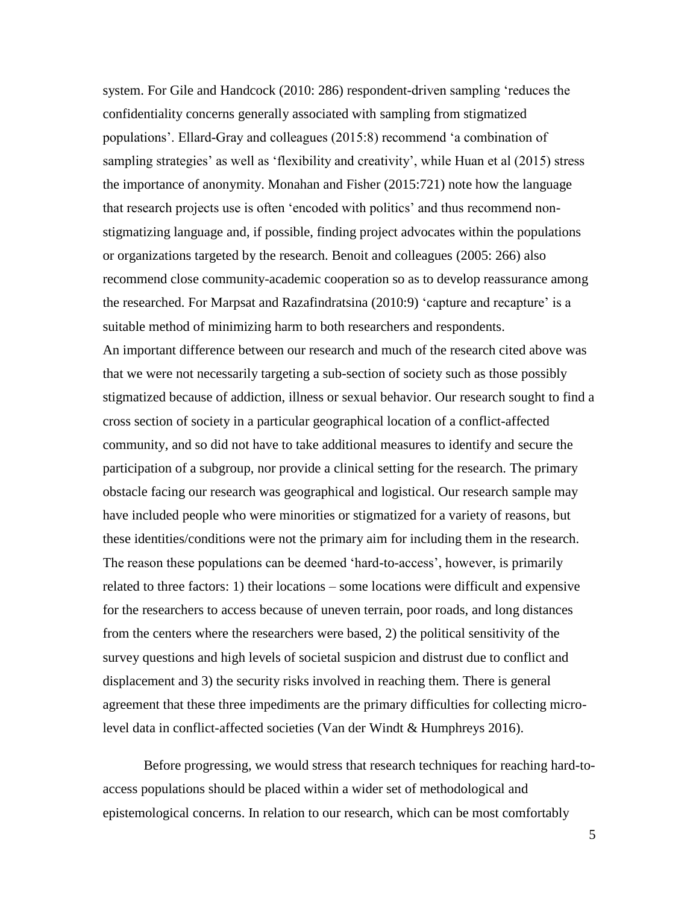system. For Gile and Handcock (2010: 286) respondent-driven sampling 'reduces the confidentiality concerns generally associated with sampling from stigmatized populations'. Ellard-Gray and colleagues (2015:8) recommend 'a combination of sampling strategies' as well as 'flexibility and creativity', while Huan et al (2015) stress the importance of anonymity. Monahan and Fisher (2015:721) note how the language that research projects use is often 'encoded with politics' and thus recommend non-stigmatizing language and, if possible, finding project advocates within the populations or organizations targeted by the research. Benoit and colleagues (2005: 266) also recommend close community-academic cooperation so as to develop reassurance among the researched. For Marpsat and Razafindratsina (2010:9) 'capture and recapture' is a suitable method of minimizing harm to both researchers and respondents.

An important difference between our research and much of the research cited above was that we were not necessarily targeting a sub-section of society such as those possibly stigmatized because of addiction, illness or sexual behavior. Our research sought to find a cross section of society in a particular geographical location of a conflict-affected community, and so did not have to take additional measures to identify and secure the participation of a subgroup, nor provide a clinical setting for the research. The primary obstacle facing our research was geographical and logistical. Our research sample may have included people who were minorities or stigmatized for a variety of reasons, but these identities/conditions were not the primary aim for including them in the research. The reason these populations can be deemed 'hard-to-access', however, is primarily related to three factors: 1) their locations – some locations were difficult and expensive for the researchers to access because of uneven terrain, poor roads, and long distances from the centers where the researchers were based, 2) the political sensitivity of the survey questions and high levels of societal suspicion and distrust due to conflict and displacement and 3) the security risks involved in reaching them. There is general agreement that these three impediments are the primary difficulties for collecting micro-level data in conflict-affected societies (Van der Windt & Humphreys 2016).

Before progressing, we would stress that research techniques for reaching hard-to-access populations should be placed within a wider set of methodological and epistemological concerns. In relation to our research, which can be most comfortably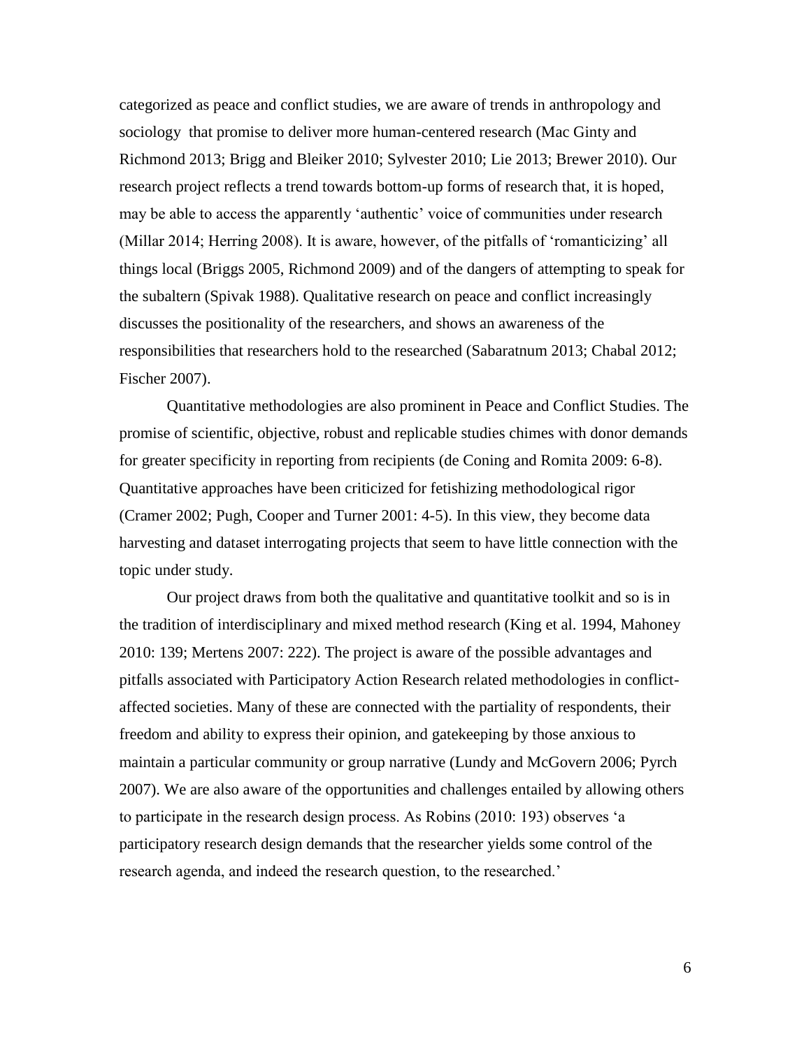categorized as peace and conflict studies, we are aware of trends in anthropology and sociology that promise to deliver more human-centered research (Mac Ginty and Richmond 2013; Brigg and Bleiker 2010; Sylvester 2010; Lie 2013; Brewer 2010). Our research project reflects a trend towards bottom-up forms of research that, it is hoped, may be able to access the apparently 'authentic' voice of communities under research (Millar 2014; Herring 2008). It is aware, however, of the pitfalls of 'romanticizing' all things local (Briggs 2005, Richmond 2009) and of the dangers of attempting to speak for the subaltern (Spivak 1988). Qualitative research on peace and conflict increasingly discusses the positionality of the researchers, and shows an awareness of the responsibilities that researchers hold to the researched (Sabaratnum 2013; Chabal 2012; Fischer 2007).

Quantitative methodologies are also prominent in Peace and Conflict Studies. The promise of scientific, objective, robust and replicable studies chimes with donor demands for greater specificity in reporting from recipients (de Coning and Romita 2009: 6-8). Quantitative approaches have been criticized for fetishizing methodological rigor (Cramer 2002; Pugh, Cooper and Turner 2001: 4-5). In this view, they become data harvesting and dataset interrogating projects that seem to have little connection with the topic under study.

Our project draws from both the qualitative and quantitative toolkit and so is in the tradition of interdisciplinary and mixed method research (King et al. 1994, Mahoney 2010: 139; Mertens 2007: 222). The project is aware of the possible advantages and pitfalls associated with Participatory Action Research related methodologies in conflict-affected societies. Many of these are connected with the partiality of respondents, their freedom and ability to express their opinion, and gatekeeping by those anxious to maintain a particular community or group narrative (Lundy and McGovern 2006; Pyrch 2007). We are also aware of the opportunities and challenges entailed by allowing others to participate in the research design process. As Robins (2010: 193) observes 'a participatory research design demands that the researcher yields some control of the research agenda, and indeed the research question, to the researched.'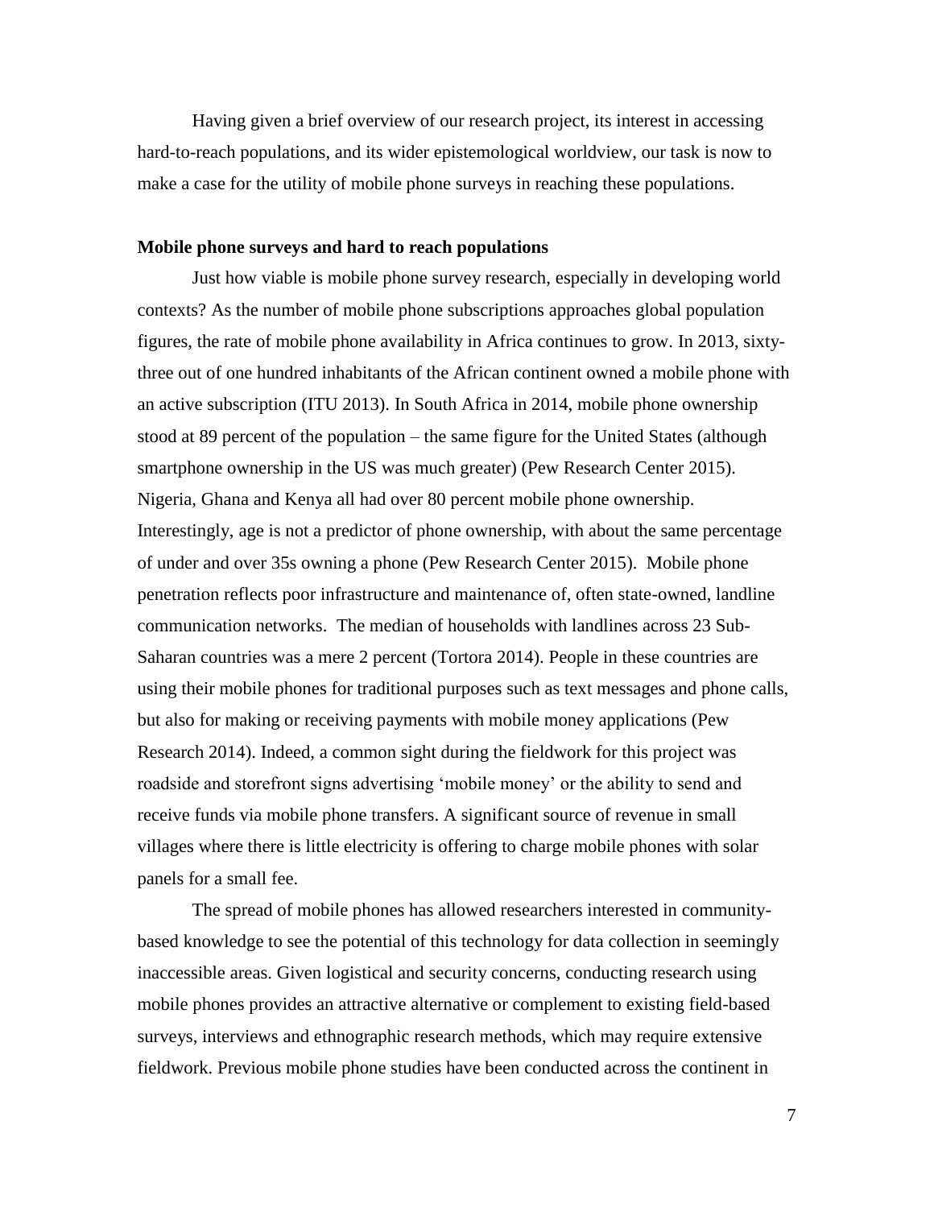Having given a brief overview of our research project, its interest in accessing hard-to-reach populations, and its wider epistemological worldview, our task is now to make a case for the utility of mobile phone surveys in reaching these populations.

**Mobile phone surveys and hard to reach populations**

Just how viable is mobile phone survey research, especially in developing world contexts? As the number of mobile phone subscriptions approaches global population figures, the rate of mobile phone availability in Africa continues to grow. In 2013, sixty-three out of one hundred inhabitants of the African continent owned a mobile phone with an active subscription (ITU 2013). In South Africa in 2014, mobile phone ownership stood at 89 percent of the population – the same figure for the United States (although smartphone ownership in the US was much greater) (Pew Research Center 2015). Nigeria, Ghana and Kenya all had over 80 percent mobile phone ownership. Interestingly, age is not a predictor of phone ownership, with about the same percentage of under and over 35s owning a phone (Pew Research Center 2015). Mobile phone penetration reflects poor infrastructure and maintenance of, often state-owned, landline communication networks. The median of households with landlines across 23 Sub-Saharan countries was a mere 2 percent (Tortora 2014). People in these countries are using their mobile phones for traditional purposes such as text messages and phone calls, but also for making or receiving payments with mobile money applications (Pew Research 2014). Indeed, a common sight during the fieldwork for this project was roadside and storefront signs advertising 'mobile money' or the ability to send and receive funds via mobile phone transfers. A significant source of revenue in small villages where there is little electricity is offering to charge mobile phones with solar panels for a small fee.

The spread of mobile phones has allowed researchers interested in community-based knowledge to see the potential of this technology for data collection in seemingly inaccessible areas. Given logistical and security concerns, conducting research using mobile phones provides an attractive alternative or complement to existing field-based surveys, interviews and ethnographic research methods, which may require extensive fieldwork. Previous mobile phone studies have been conducted across the continent in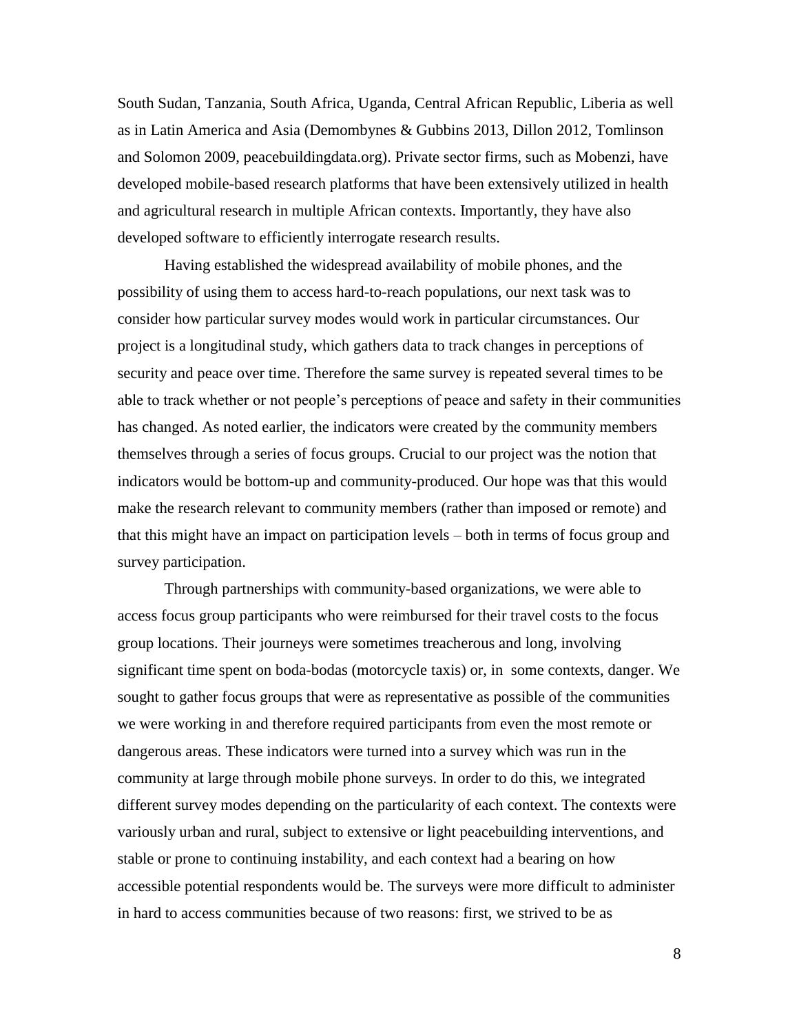South Sudan, Tanzania, South Africa, Uganda, Central African Republic, Liberia as well as in Latin America and Asia (Demombynes & Gubbins 2013, Dillon 2012, Tomlinson and Solomon 2009, peacebuildingdata.org). Private sector firms, such as Mobenzi, have developed mobile-based research platforms that have been extensively utilized in health and agricultural research in multiple African contexts. Importantly, they have also developed software to efficiently interrogate research results.

Having established the widespread availability of mobile phones, and the possibility of using them to access hard-to-reach populations, our next task was to consider how particular survey modes would work in particular circumstances. Our project is a longitudinal study, which gathers data to track changes in perceptions of security and peace over time. Therefore the same survey is repeated several times to be able to track whether or not people's perceptions of peace and safety in their communities has changed. As noted earlier, the indicators were created by the community members themselves through a series of focus groups. Crucial to our project was the notion that indicators would be bottom-up and community-produced. Our hope was that this would make the research relevant to community members (rather than imposed or remote) and that this might have an impact on participation levels – both in terms of focus group and survey participation.

Through partnerships with community-based organizations, we were able to access focus group participants who were reimbursed for their travel costs to the focus group locations. Their journeys were sometimes treacherous and long, involving significant time spent on boda-bodas (motorcycle taxis) or, in some contexts, danger. We sought to gather focus groups that were as representative as possible of the communities we were working in and therefore required participants from even the most remote or dangerous areas. These indicators were turned into a survey which was run in the community at large through mobile phone surveys. In order to do this, we integrated different survey modes depending on the particularity of each context. The contexts were variously urban and rural, subject to extensive or light peacebuilding interventions, and stable or prone to continuing instability, and each context had a bearing on how accessible potential respondents would be. The surveys were more difficult to administer in hard to access communities because of two reasons: first, we strived to be as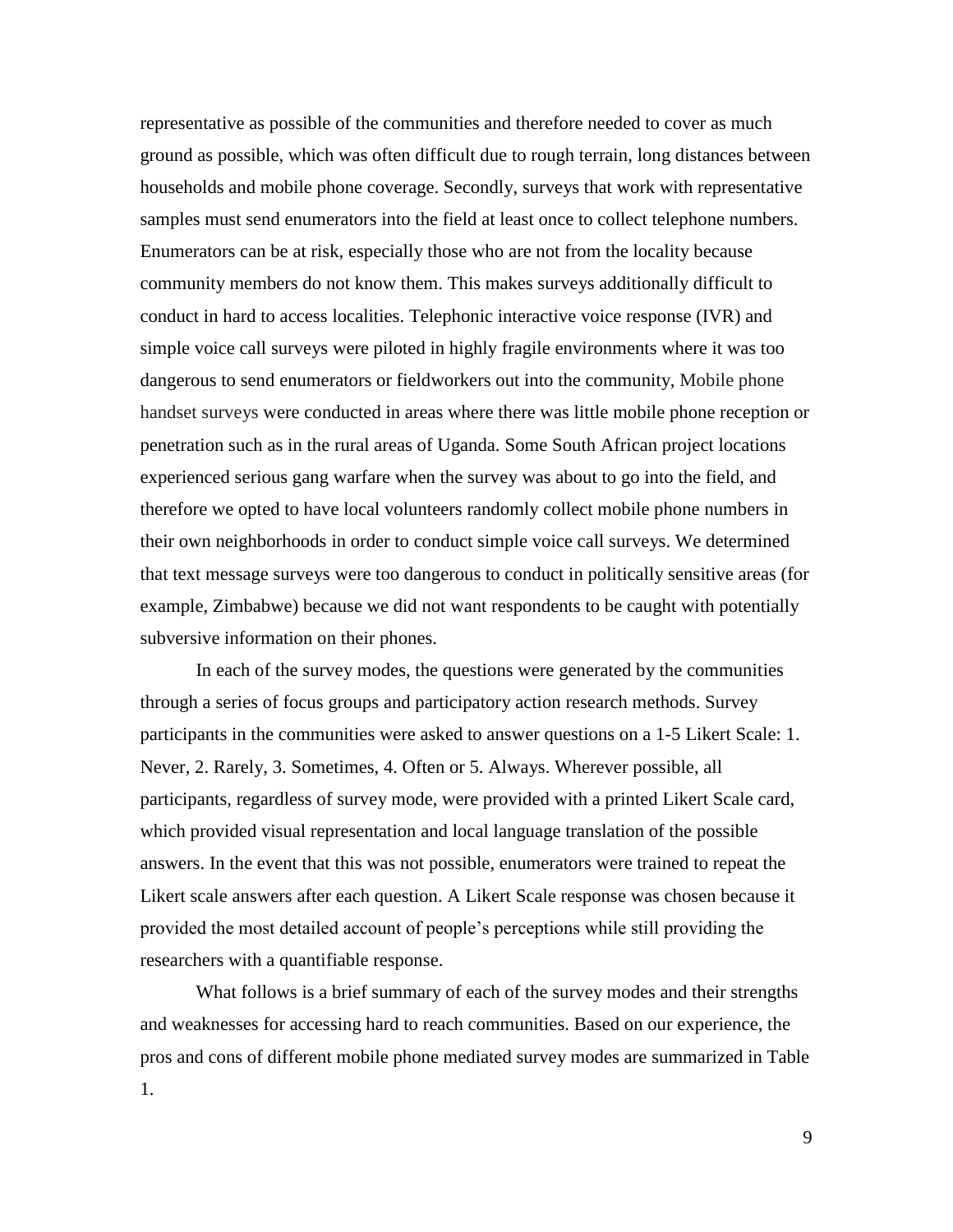representative as possible of the communities and therefore needed to cover as much ground as possible, which was often difficult due to rough terrain, long distances between households and mobile phone coverage. Secondly, surveys that work with representative samples must send enumerators into the field at least once to collect telephone numbers. Enumerators can be at risk, especially those who are not from the locality because community members do not know them. This makes surveys additionally difficult to conduct in hard to access localities. Telephonic interactive voice response (IVR) and simple voice call surveys were piloted in highly fragile environments where it was too dangerous to send enumerators or fieldworkers out into the community, Mobile phone handset surveys were conducted in areas where there was little mobile phone reception or penetration such as in the rural areas of Uganda. Some South African project locations experienced serious gang warfare when the survey was about to go into the field, and therefore we opted to have local volunteers randomly collect mobile phone numbers in their own neighborhoods in order to conduct simple voice call surveys. We determined that text message surveys were too dangerous to conduct in politically sensitive areas (for example, Zimbabwe) because we did not want respondents to be caught with potentially subversive information on their phones.

In each of the survey modes, the questions were generated by the communities through a series of focus groups and participatory action research methods. Survey participants in the communities were asked to answer questions on a 1-5 Likert Scale: 1. Never, 2. Rarely, 3. Sometimes, 4. Often or 5. Always. Wherever possible, all participants, regardless of survey mode, were provided with a printed Likert Scale card, which provided visual representation and local language translation of the possible answers. In the event that this was not possible, enumerators were trained to repeat the Likert scale answers after each question. A Likert Scale response was chosen because it provided the most detailed account of people's perceptions while still providing the researchers with a quantifiable response.

What follows is a brief summary of each of the survey modes and their strengths and weaknesses for accessing hard to reach communities. Based on our experience, the pros and cons of different mobile phone mediated survey modes are summarized in Table 1.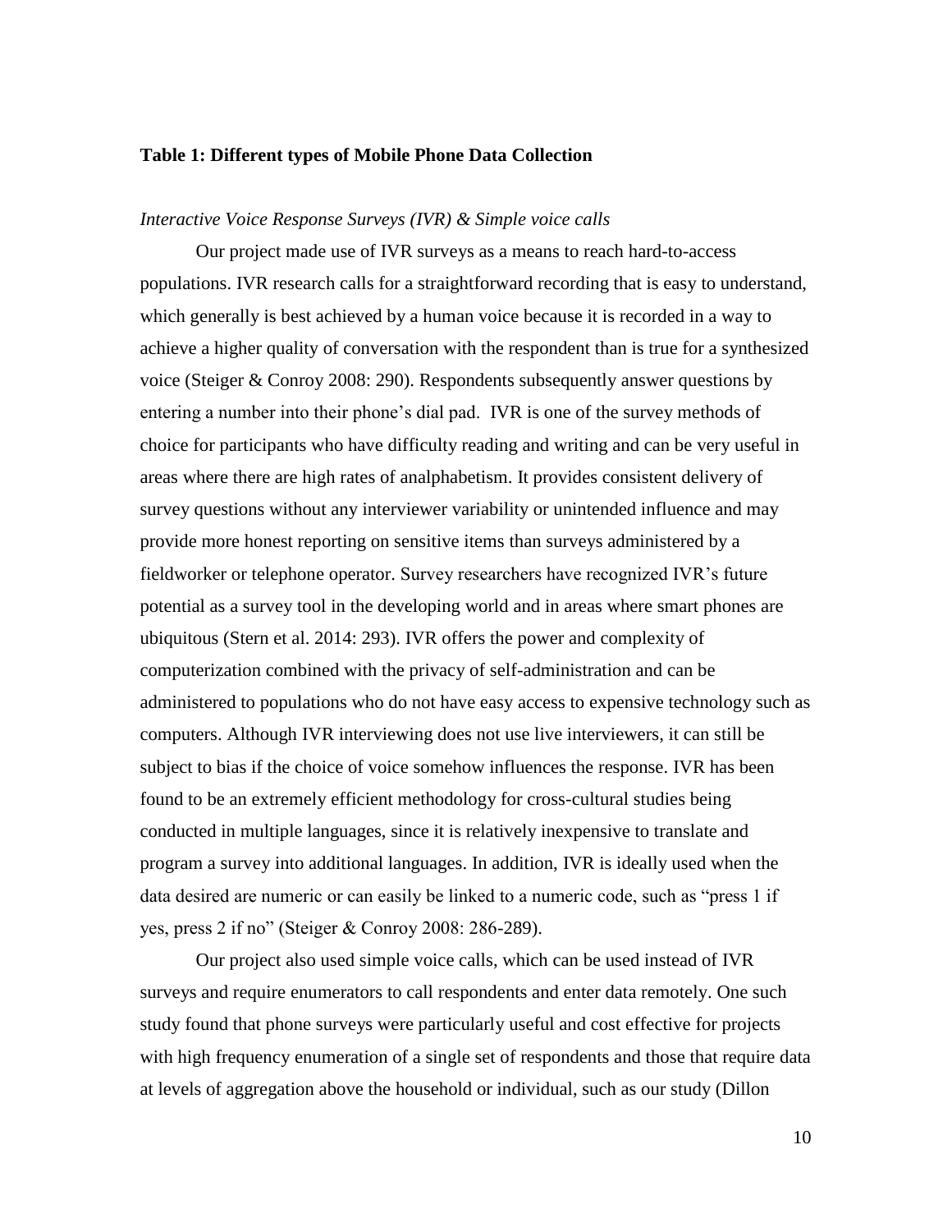**Table 1: Different types of Mobile Phone Data Collection**

*Interactive Voice Response Surveys (IVR) & Simple voice calls*

Our project made use of IVR surveys as a means to reach hard-to-access populations. IVR research calls for a straightforward recording that is easy to understand, which generally is best achieved by a human voice because it is recorded in a way to achieve a higher quality of conversation with the respondent than is true for a synthesized voice (Steiger & Conroy 2008: 290). Respondents subsequently answer questions by entering a number into their phone's dial pad. IVR is one of the survey methods of choice for participants who have difficulty reading and writing and can be very useful in areas where there are high rates of analphabetism. It provides consistent delivery of survey questions without any interviewer variability or unintended influence and may provide more honest reporting on sensitive items than surveys administered by a fieldworker or telephone operator. Survey researchers have recognized IVR's future potential as a survey tool in the developing world and in areas where smart phones are ubiquitous (Stern et al. 2014: 293). IVR offers the power and complexity of computerization combined with the privacy of self-administration and can be administered to populations who do not have easy access to expensive technology such as computers. Although IVR interviewing does not use live interviewers, it can still be subject to bias if the choice of voice somehow influences the response. IVR has been found to be an extremely efficient methodology for cross-cultural studies being conducted in multiple languages, since it is relatively inexpensive to translate and program a survey into additional languages. In addition, IVR is ideally used when the data desired are numeric or can easily be linked to a numeric code, such as "press 1 if yes, press 2 if no" (Steiger & Conroy 2008: 286-289).

Our project also used simple voice calls, which can be used instead of IVR surveys and require enumerators to call respondents and enter data remotely. One such study found that phone surveys were particularly useful and cost effective for projects with high frequency enumeration of a single set of respondents and those that require data at levels of aggregation above the household or individual, such as our study (Dillon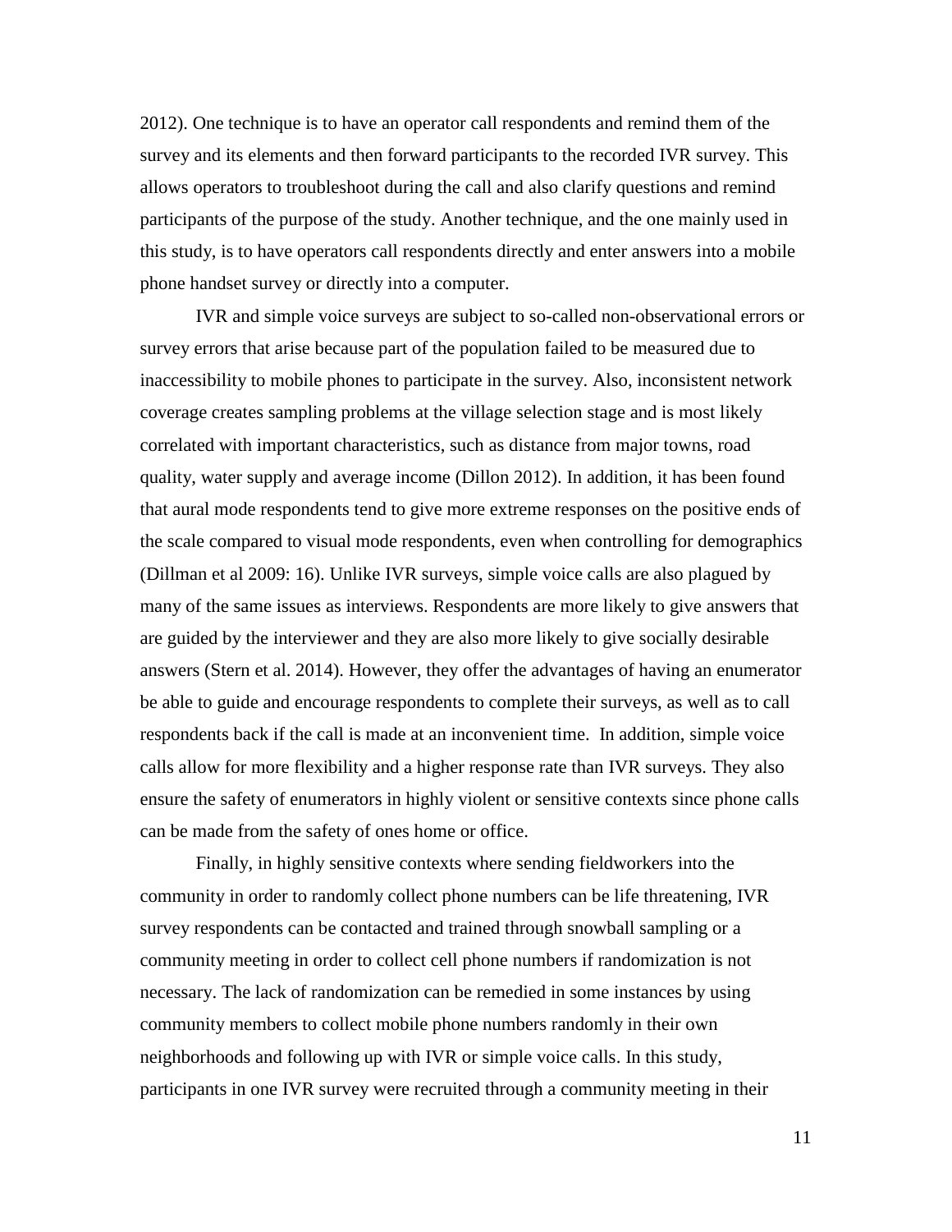2012). One technique is to have an operator call respondents and remind them of the survey and its elements and then forward participants to the recorded IVR survey. This allows operators to troubleshoot during the call and also clarify questions and remind participants of the purpose of the study. Another technique, and the one mainly used in this study, is to have operators call respondents directly and enter answers into a mobile phone handset survey or directly into a computer.

IVR and simple voice surveys are subject to so-called non-observational errors or survey errors that arise because part of the population failed to be measured due to inaccessibility to mobile phones to participate in the survey. Also, inconsistent network coverage creates sampling problems at the village selection stage and is most likely correlated with important characteristics, such as distance from major towns, road quality, water supply and average income (Dillon 2012). In addition, it has been found that aural mode respondents tend to give more extreme responses on the positive ends of the scale compared to visual mode respondents, even when controlling for demographics (Dillman et al 2009: 16). Unlike IVR surveys, simple voice calls are also plagued by many of the same issues as interviews. Respondents are more likely to give answers that are guided by the interviewer and they are also more likely to give socially desirable answers (Stern et al. 2014). However, they offer the advantages of having an enumerator be able to guide and encourage respondents to complete their surveys, as well as to call respondents back if the call is made at an inconvenient time. In addition, simple voice calls allow for more flexibility and a higher response rate than IVR surveys. They also ensure the safety of enumerators in highly violent or sensitive contexts since phone calls can be made from the safety of ones home or office.

Finally, in highly sensitive contexts where sending fieldworkers into the community in order to randomly collect phone numbers can be life threatening, IVR survey respondents can be contacted and trained through snowball sampling or a community meeting in order to collect cell phone numbers if randomization is not necessary. The lack of randomization can be remedied in some instances by using community members to collect mobile phone numbers randomly in their own neighborhoods and following up with IVR or simple voice calls. In this study, participants in one IVR survey were recruited through a community meeting in their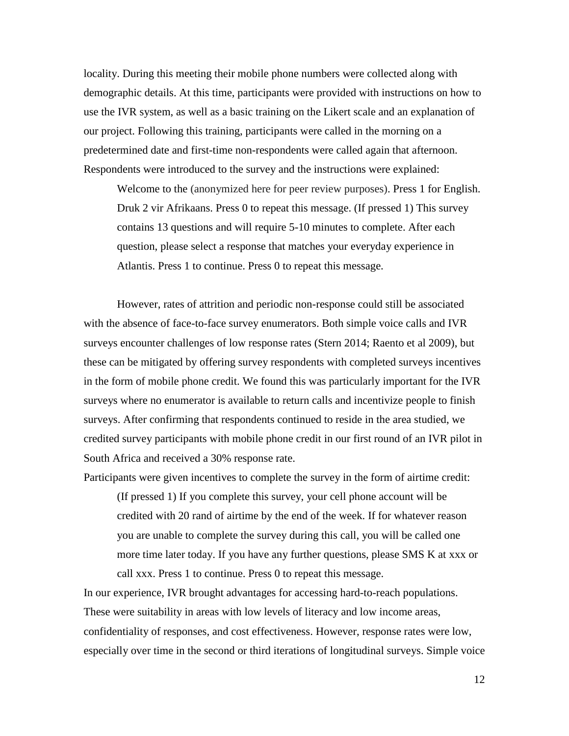locality. During this meeting their mobile phone numbers were collected along with demographic details. At this time, participants were provided with instructions on how to use the IVR system, as well as a basic training on the Likert scale and an explanation of our project. Following this training, participants were called in the morning on a predetermined date and first-time non-respondents were called again that afternoon. Respondents were introduced to the survey and the instructions were explained:

> Welcome to the (anonymized here for peer review purposes). Press 1 for English. Druk 2 vir Afrikaans. Press 0 to repeat this message. (If pressed 1) This survey contains 13 questions and will require 5-10 minutes to complete. After each question, please select a response that matches your everyday experience in Atlantis. Press 1 to continue. Press 0 to repeat this message.

However, rates of attrition and periodic non-response could still be associated with the absence of face-to-face survey enumerators. Both simple voice calls and IVR surveys encounter challenges of low response rates (Stern 2014; Raento et al 2009), but these can be mitigated by offering survey respondents with completed surveys incentives in the form of mobile phone credit. We found this was particularly important for the IVR surveys where no enumerator is available to return calls and incentivize people to finish surveys. After confirming that respondents continued to reside in the area studied, we credited survey participants with mobile phone credit in our first round of an IVR pilot in South Africa and received a 30% response rate.

Participants were given incentives to complete the survey in the form of airtime credit:

> (If pressed 1) If you complete this survey, your cell phone account will be credited with 20 rand of airtime by the end of the week. If for whatever reason you are unable to complete the survey during this call, you will be called one more time later today. If you have any further questions, please SMS K at xxx or call xxx. Press 1 to continue. Press 0 to repeat this message.

In our experience, IVR brought advantages for accessing hard-to-reach populations. These were suitability in areas with low levels of literacy and low income areas, confidentiality of responses, and cost effectiveness. However, response rates were low, especially over time in the second or third iterations of longitudinal surveys. Simple voice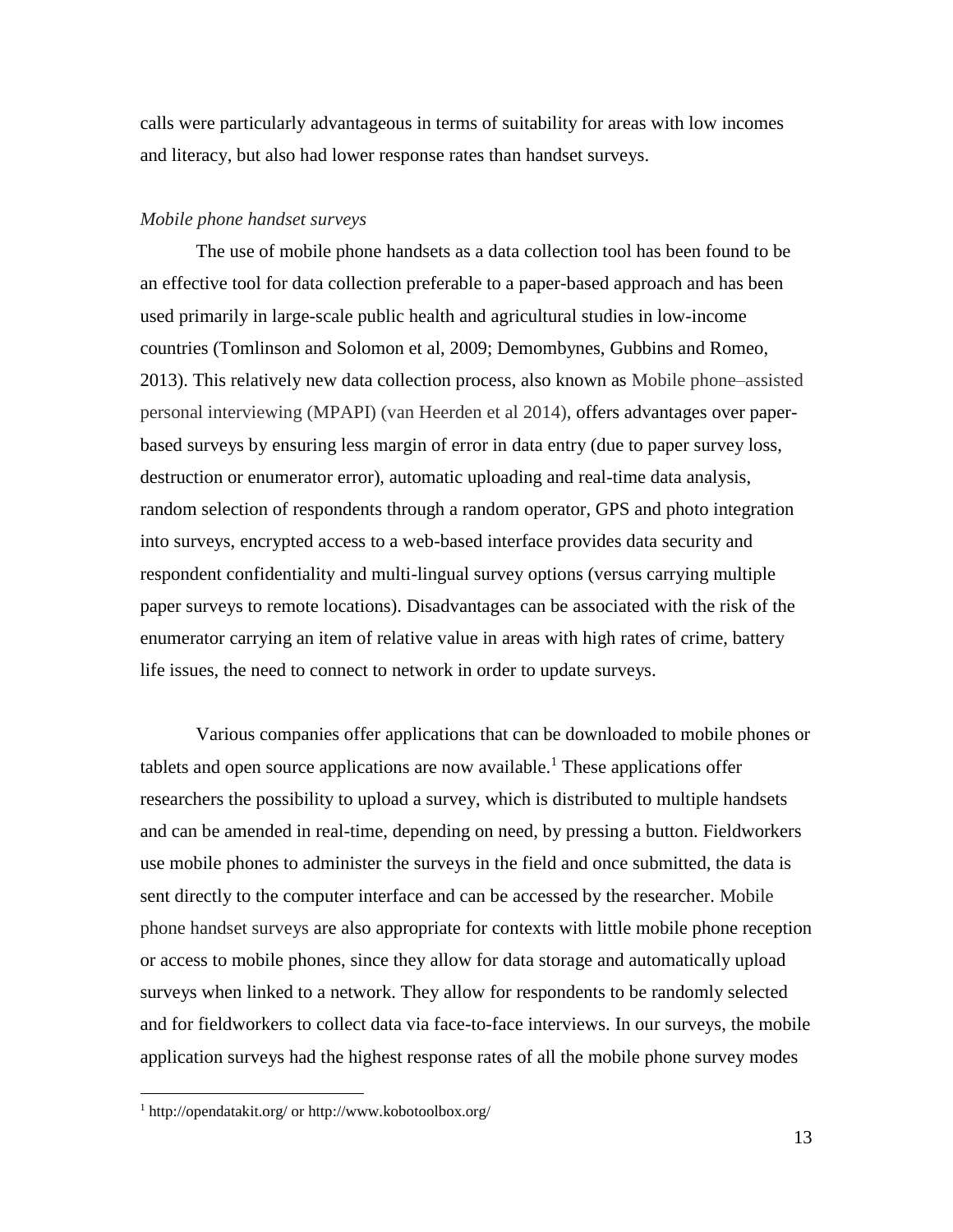calls were particularly advantageous in terms of suitability for areas with low incomes and literacy, but also had lower response rates than handset surveys.

*Mobile phone handset surveys*

The use of mobile phone handsets as a data collection tool has been found to be an effective tool for data collection preferable to a paper-based approach and has been used primarily in large-scale public health and agricultural studies in low-income countries (Tomlinson and Solomon et al, 2009; Demombynes, Gubbins and Romeo, 2013). This relatively new data collection process, also known as Mobile phone–assisted personal interviewing (MPAPI) (van Heerden et al 2014), offers advantages over paper-based surveys by ensuring less margin of error in data entry (due to paper survey loss, destruction or enumerator error), automatic uploading and real-time data analysis, random selection of respondents through a random operator, GPS and photo integration into surveys, encrypted access to a web-based interface provides data security and respondent confidentiality and multi-lingual survey options (versus carrying multiple paper surveys to remote locations). Disadvantages can be associated with the risk of the enumerator carrying an item of relative value in areas with high rates of crime, battery life issues, the need to connect to network in order to update surveys.

Various companies offer applications that can be downloaded to mobile phones or tablets and open source applications are now available.[1] These applications offer researchers the possibility to upload a survey, which is distributed to multiple handsets and can be amended in real-time, depending on need, by pressing a button. Fieldworkers use mobile phones to administer the surveys in the field and once submitted, the data is sent directly to the computer interface and can be accessed by the researcher. Mobile phone handset surveys are also appropriate for contexts with little mobile phone reception or access to mobile phones, since they allow for data storage and automatically upload surveys when linked to a network. They allow for respondents to be randomly selected and for fieldworkers to collect data via face-to-face interviews. In our surveys, the mobile application surveys had the highest response rates of all the mobile phone survey modes

[1] http://opendatakit.org/ or http://www.kobotoolbox.org/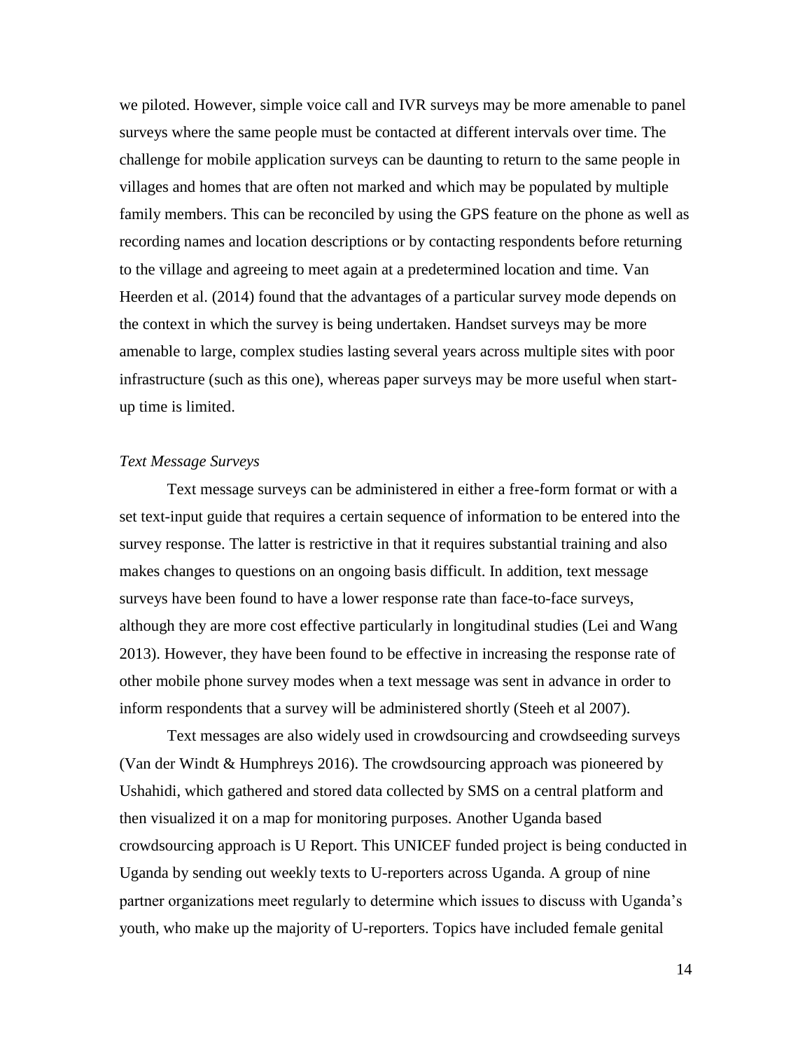we piloted. However, simple voice call and IVR surveys may be more amenable to panel surveys where the same people must be contacted at different intervals over time. The challenge for mobile application surveys can be daunting to return to the same people in villages and homes that are often not marked and which may be populated by multiple family members. This can be reconciled by using the GPS feature on the phone as well as recording names and location descriptions or by contacting respondents before returning to the village and agreeing to meet again at a predetermined location and time. Van Heerden et al. (2014) found that the advantages of a particular survey mode depends on the context in which the survey is being undertaken. Handset surveys may be more amenable to large, complex studies lasting several years across multiple sites with poor infrastructure (such as this one), whereas paper surveys may be more useful when start-up time is limited.

*Text Message Surveys*

Text message surveys can be administered in either a free-form format or with a set text-input guide that requires a certain sequence of information to be entered into the survey response. The latter is restrictive in that it requires substantial training and also makes changes to questions on an ongoing basis difficult. In addition, text message surveys have been found to have a lower response rate than face-to-face surveys, although they are more cost effective particularly in longitudinal studies (Lei and Wang 2013). However, they have been found to be effective in increasing the response rate of other mobile phone survey modes when a text message was sent in advance in order to inform respondents that a survey will be administered shortly (Steeh et al 2007).

Text messages are also widely used in crowdsourcing and crowdseeding surveys (Van der Windt & Humphreys 2016). The crowdsourcing approach was pioneered by Ushahidi, which gathered and stored data collected by SMS on a central platform and then visualized it on a map for monitoring purposes. Another Uganda based crowdsourcing approach is U Report. This UNICEF funded project is being conducted in Uganda by sending out weekly texts to U-reporters across Uganda. A group of nine partner organizations meet regularly to determine which issues to discuss with Uganda's youth, who make up the majority of U-reporters. Topics have included female genital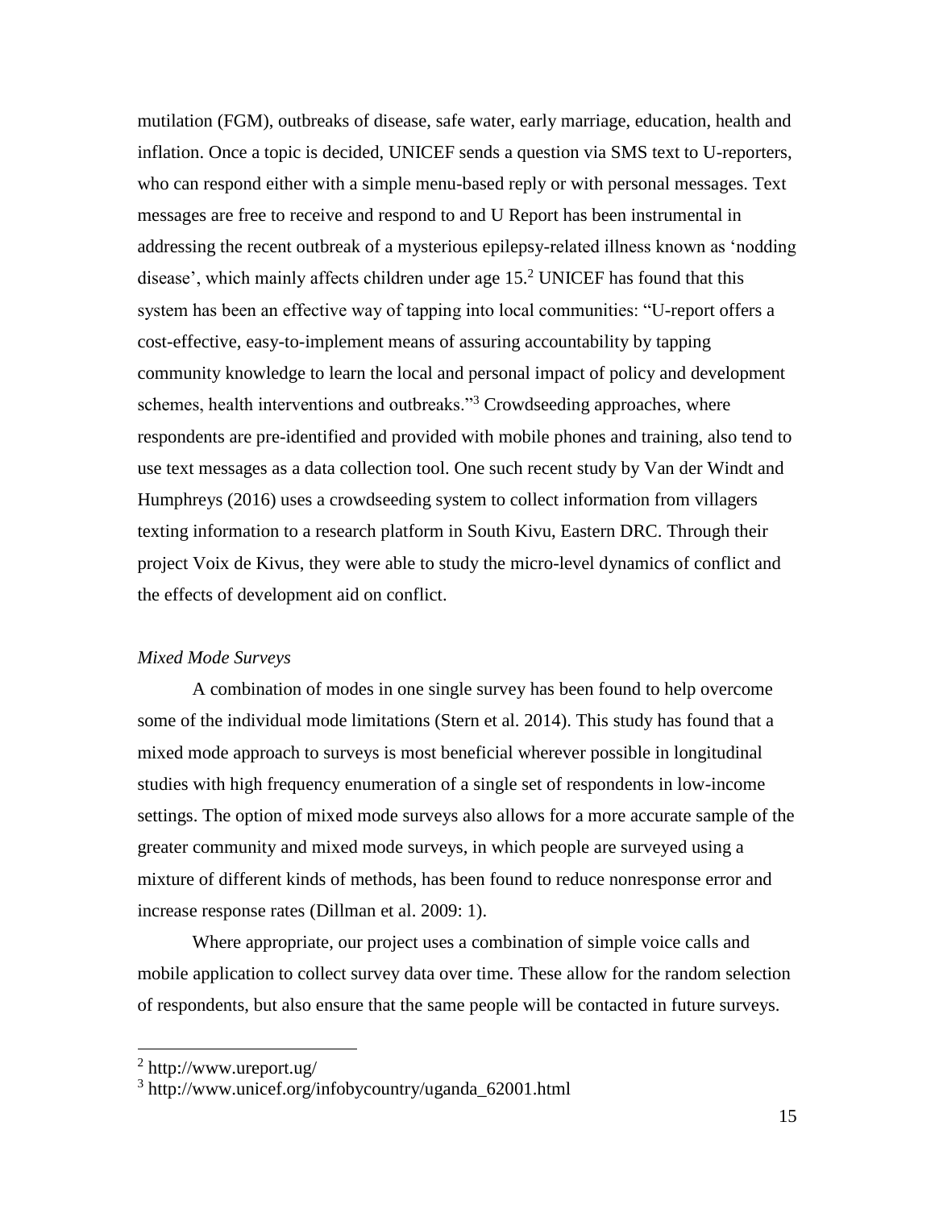mutilation (FGM), outbreaks of disease, safe water, early marriage, education, health and inflation. Once a topic is decided, UNICEF sends a question via SMS text to U-reporters, who can respond either with a simple menu-based reply or with personal messages. Text messages are free to receive and respond to and U Report has been instrumental in addressing the recent outbreak of a mysterious epilepsy-related illness known as 'nodding disease', which mainly affects children under age 15.[2] UNICEF has found that this system has been an effective way of tapping into local communities: "U-report offers a cost-effective, easy-to-implement means of assuring accountability by tapping community knowledge to learn the local and personal impact of policy and development schemes, health interventions and outbreaks."[3] Crowdseeding approaches, where respondents are pre-identified and provided with mobile phones and training, also tend to use text messages as a data collection tool. One such recent study by Van der Windt and Humphreys (2016) uses a crowdseeding system to collect information from villagers texting information to a research platform in South Kivu, Eastern DRC. Through their project Voix de Kivus, they were able to study the micro-level dynamics of conflict and the effects of development aid on conflict.

*Mixed Mode Surveys*

A combination of modes in one single survey has been found to help overcome some of the individual mode limitations (Stern et al. 2014). This study has found that a mixed mode approach to surveys is most beneficial wherever possible in longitudinal studies with high frequency enumeration of a single set of respondents in low-income settings. The option of mixed mode surveys also allows for a more accurate sample of the greater community and mixed mode surveys, in which people are surveyed using a mixture of different kinds of methods, has been found to reduce nonresponse error and increase response rates (Dillman et al. 2009: 1).

Where appropriate, our project uses a combination of simple voice calls and mobile application to collect survey data over time. These allow for the random selection of respondents, but also ensure that the same people will be contacted in future surveys.

---

[2] http://www.ureport.ug/

[3] http://www.unicef.org/infobycountry/uganda_62001.html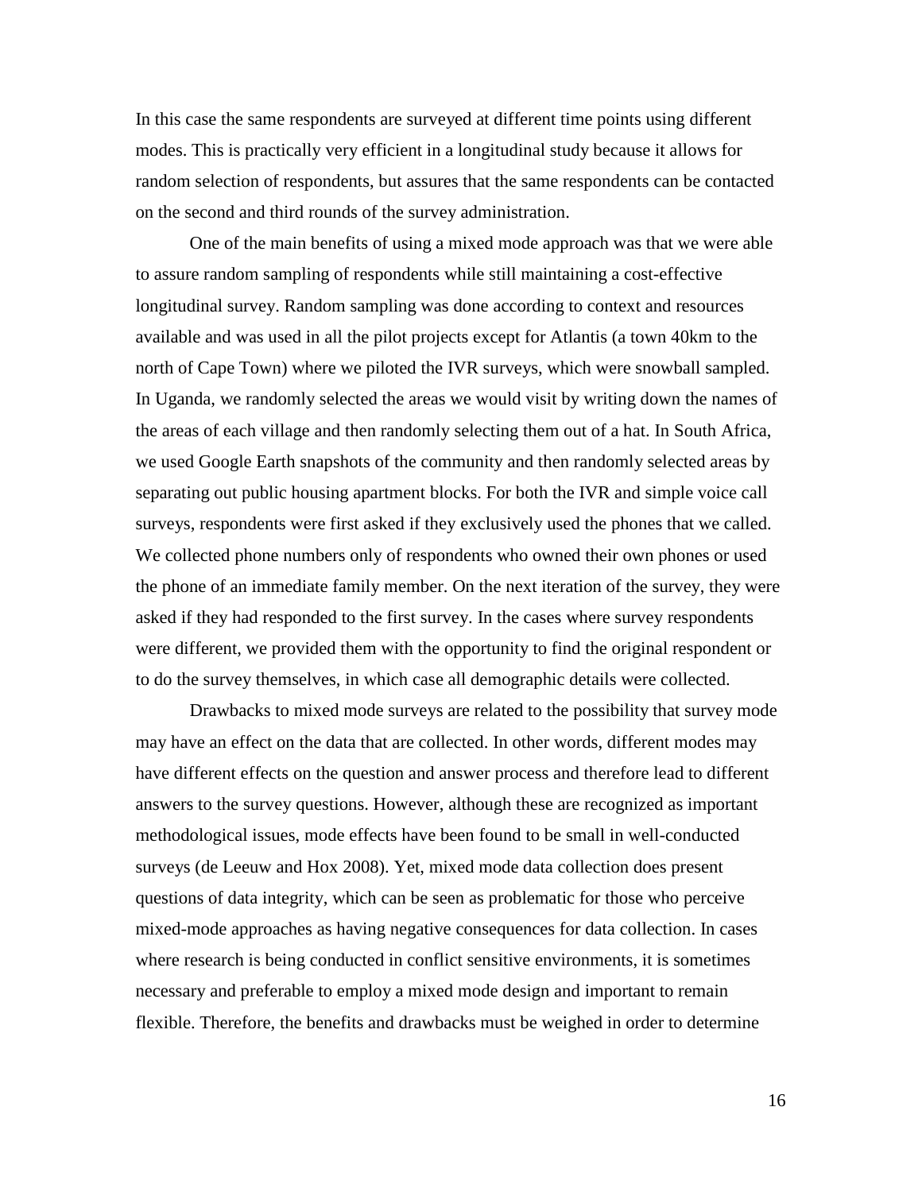In this case the same respondents are surveyed at different time points using different modes. This is practically very efficient in a longitudinal study because it allows for random selection of respondents, but assures that the same respondents can be contacted on the second and third rounds of the survey administration.

One of the main benefits of using a mixed mode approach was that we were able to assure random sampling of respondents while still maintaining a cost-effective longitudinal survey. Random sampling was done according to context and resources available and was used in all the pilot projects except for Atlantis (a town 40km to the north of Cape Town) where we piloted the IVR surveys, which were snowball sampled. In Uganda, we randomly selected the areas we would visit by writing down the names of the areas of each village and then randomly selecting them out of a hat. In South Africa, we used Google Earth snapshots of the community and then randomly selected areas by separating out public housing apartment blocks. For both the IVR and simple voice call surveys, respondents were first asked if they exclusively used the phones that we called. We collected phone numbers only of respondents who owned their own phones or used the phone of an immediate family member. On the next iteration of the survey, they were asked if they had responded to the first survey. In the cases where survey respondents were different, we provided them with the opportunity to find the original respondent or to do the survey themselves, in which case all demographic details were collected.

Drawbacks to mixed mode surveys are related to the possibility that survey mode may have an effect on the data that are collected. In other words, different modes may have different effects on the question and answer process and therefore lead to different answers to the survey questions. However, although these are recognized as important methodological issues, mode effects have been found to be small in well-conducted surveys (de Leeuw and Hox 2008). Yet, mixed mode data collection does present questions of data integrity, which can be seen as problematic for those who perceive mixed-mode approaches as having negative consequences for data collection. In cases where research is being conducted in conflict sensitive environments, it is sometimes necessary and preferable to employ a mixed mode design and important to remain flexible. Therefore, the benefits and drawbacks must be weighed in order to determine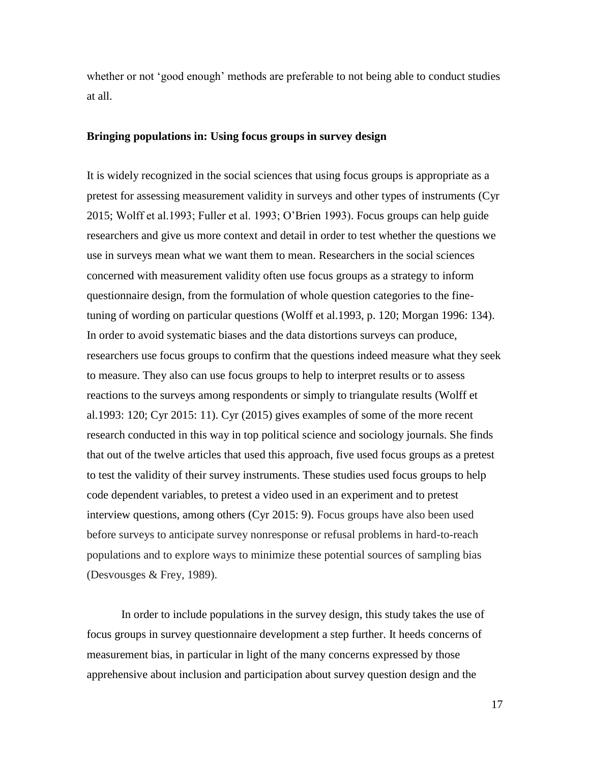whether or not 'good enough' methods are preferable to not being able to conduct studies at all.

**Bringing populations in: Using focus groups in survey design**

It is widely recognized in the social sciences that using focus groups is appropriate as a pretest for assessing measurement validity in surveys and other types of instruments (Cyr 2015; Wolff et al.1993; Fuller et al. 1993; O'Brien 1993). Focus groups can help guide researchers and give us more context and detail in order to test whether the questions we use in surveys mean what we want them to mean. Researchers in the social sciences concerned with measurement validity often use focus groups as a strategy to inform questionnaire design, from the formulation of whole question categories to the fine-tuning of wording on particular questions (Wolff et al.1993, p. 120; Morgan 1996: 134). In order to avoid systematic biases and the data distortions surveys can produce, researchers use focus groups to confirm that the questions indeed measure what they seek to measure. They also can use focus groups to help to interpret results or to assess reactions to the surveys among respondents or simply to triangulate results (Wolff et al.1993: 120; Cyr 2015: 11). Cyr (2015) gives examples of some of the more recent research conducted in this way in top political science and sociology journals. She finds that out of the twelve articles that used this approach, five used focus groups as a pretest to test the validity of their survey instruments. These studies used focus groups to help code dependent variables, to pretest a video used in an experiment and to pretest interview questions, among others (Cyr 2015: 9). Focus groups have also been used before surveys to anticipate survey nonresponse or refusal problems in hard-to-reach populations and to explore ways to minimize these potential sources of sampling bias (Desvousges & Frey, 1989).

In order to include populations in the survey design, this study takes the use of focus groups in survey questionnaire development a step further. It heeds concerns of measurement bias, in particular in light of the many concerns expressed by those apprehensive about inclusion and participation about survey question design and the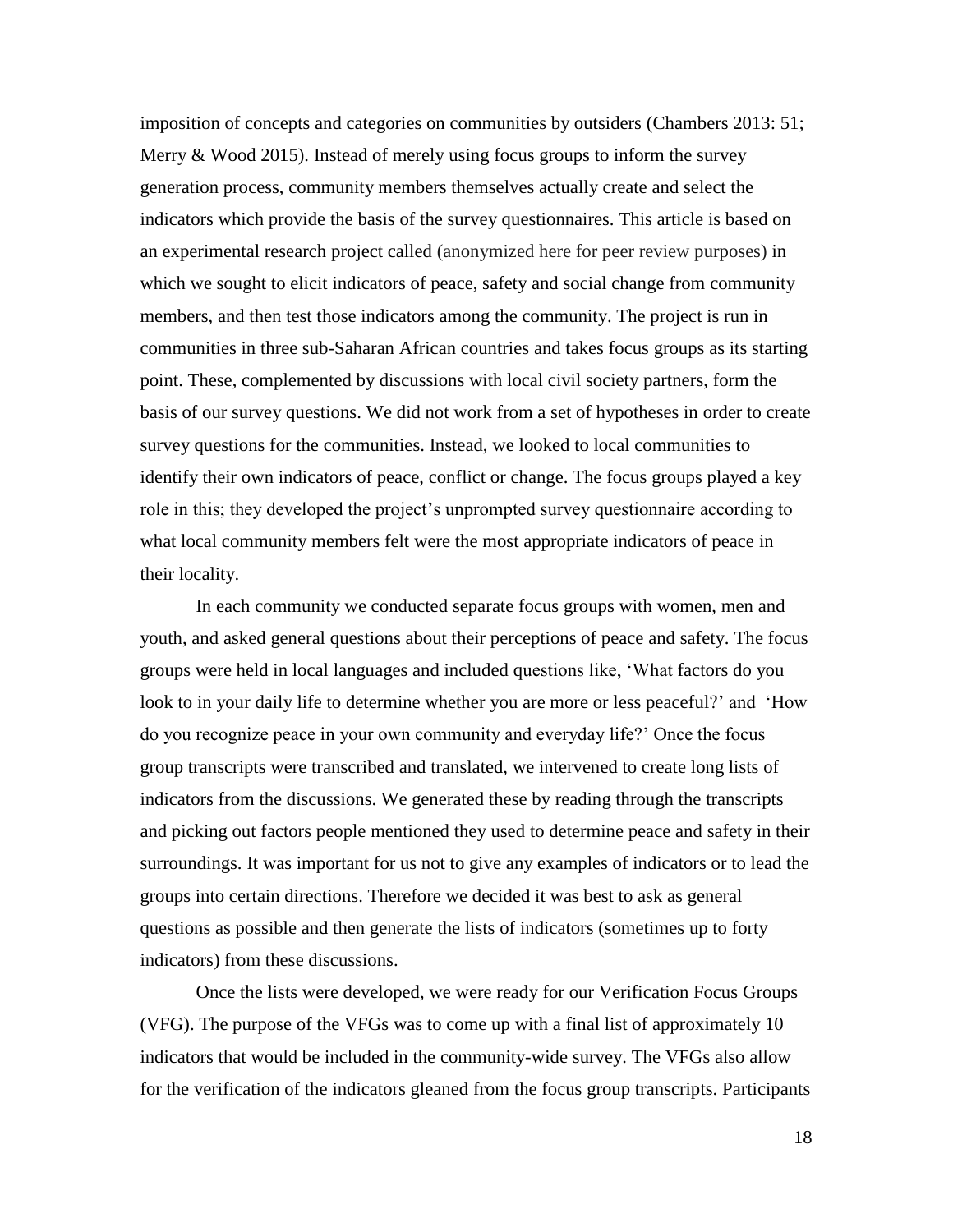imposition of concepts and categories on communities by outsiders (Chambers 2013: 51; Merry & Wood 2015). Instead of merely using focus groups to inform the survey generation process, community members themselves actually create and select the indicators which provide the basis of the survey questionnaires. This article is based on an experimental research project called (anonymized here for peer review purposes) in which we sought to elicit indicators of peace, safety and social change from community members, and then test those indicators among the community. The project is run in communities in three sub-Saharan African countries and takes focus groups as its starting point. These, complemented by discussions with local civil society partners, form the basis of our survey questions. We did not work from a set of hypotheses in order to create survey questions for the communities. Instead, we looked to local communities to identify their own indicators of peace, conflict or change. The focus groups played a key role in this; they developed the project's unprompted survey questionnaire according to what local community members felt were the most appropriate indicators of peace in their locality.

In each community we conducted separate focus groups with women, men and youth, and asked general questions about their perceptions of peace and safety. The focus groups were held in local languages and included questions like, 'What factors do you look to in your daily life to determine whether you are more or less peaceful?' and 'How do you recognize peace in your own community and everyday life?' Once the focus group transcripts were transcribed and translated, we intervened to create long lists of indicators from the discussions. We generated these by reading through the transcripts and picking out factors people mentioned they used to determine peace and safety in their surroundings. It was important for us not to give any examples of indicators or to lead the groups into certain directions. Therefore we decided it was best to ask as general questions as possible and then generate the lists of indicators (sometimes up to forty indicators) from these discussions.

Once the lists were developed, we were ready for our Verification Focus Groups (VFG). The purpose of the VFGs was to come up with a final list of approximately 10 indicators that would be included in the community-wide survey. The VFGs also allow for the verification of the indicators gleaned from the focus group transcripts. Participants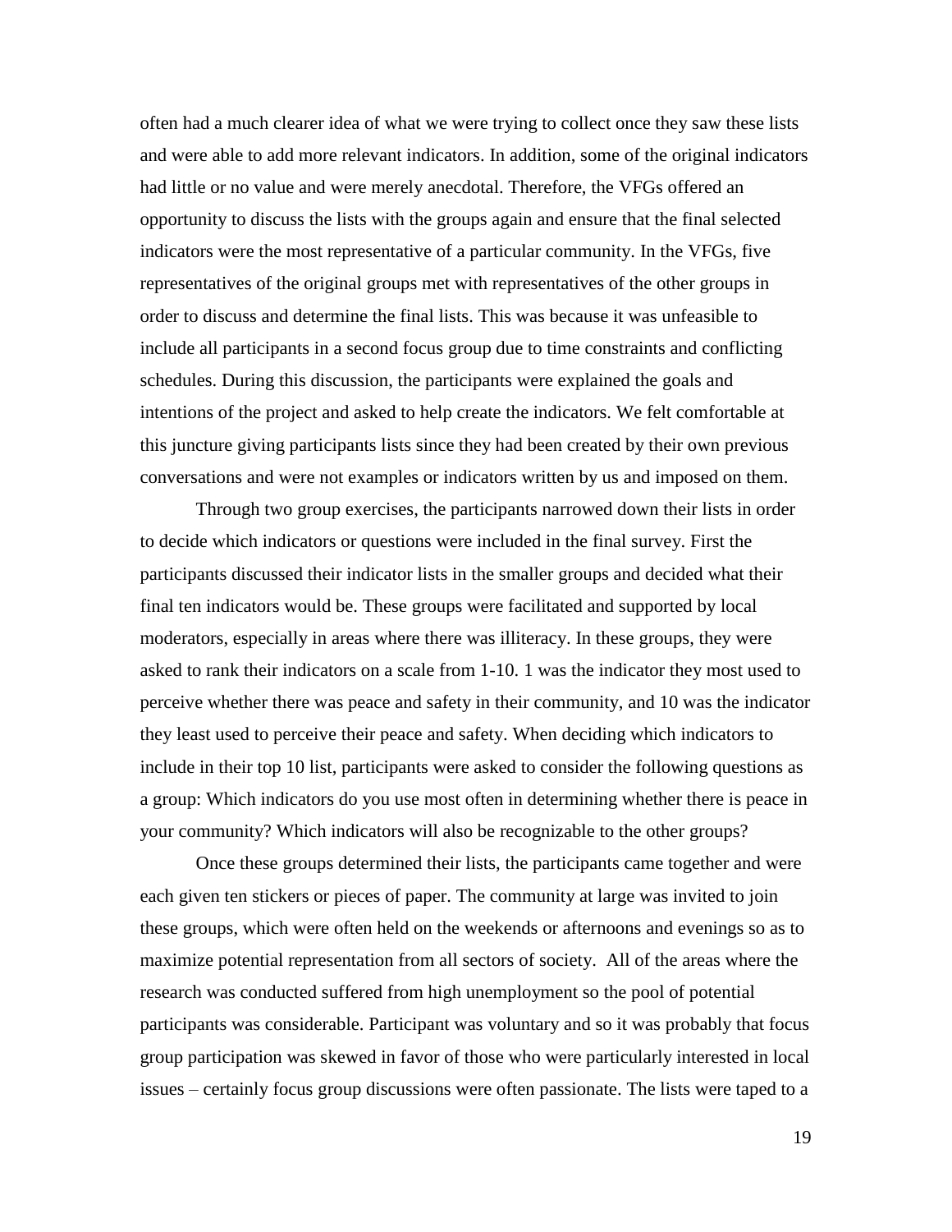often had a much clearer idea of what we were trying to collect once they saw these lists and were able to add more relevant indicators. In addition, some of the original indicators had little or no value and were merely anecdotal. Therefore, the VFGs offered an opportunity to discuss the lists with the groups again and ensure that the final selected indicators were the most representative of a particular community. In the VFGs, five representatives of the original groups met with representatives of the other groups in order to discuss and determine the final lists. This was because it was unfeasible to include all participants in a second focus group due to time constraints and conflicting schedules. During this discussion, the participants were explained the goals and intentions of the project and asked to help create the indicators. We felt comfortable at this juncture giving participants lists since they had been created by their own previous conversations and were not examples or indicators written by us and imposed on them.

Through two group exercises, the participants narrowed down their lists in order to decide which indicators or questions were included in the final survey. First the participants discussed their indicator lists in the smaller groups and decided what their final ten indicators would be. These groups were facilitated and supported by local moderators, especially in areas where there was illiteracy. In these groups, they were asked to rank their indicators on a scale from 1-10. 1 was the indicator they most used to perceive whether there was peace and safety in their community, and 10 was the indicator they least used to perceive their peace and safety. When deciding which indicators to include in their top 10 list, participants were asked to consider the following questions as a group: Which indicators do you use most often in determining whether there is peace in your community? Which indicators will also be recognizable to the other groups?

Once these groups determined their lists, the participants came together and were each given ten stickers or pieces of paper. The community at large was invited to join these groups, which were often held on the weekends or afternoons and evenings so as to maximize potential representation from all sectors of society. All of the areas where the research was conducted suffered from high unemployment so the pool of potential participants was considerable. Participant was voluntary and so it was probably that focus group participation was skewed in favor of those who were particularly interested in local issues – certainly focus group discussions were often passionate. The lists were taped to a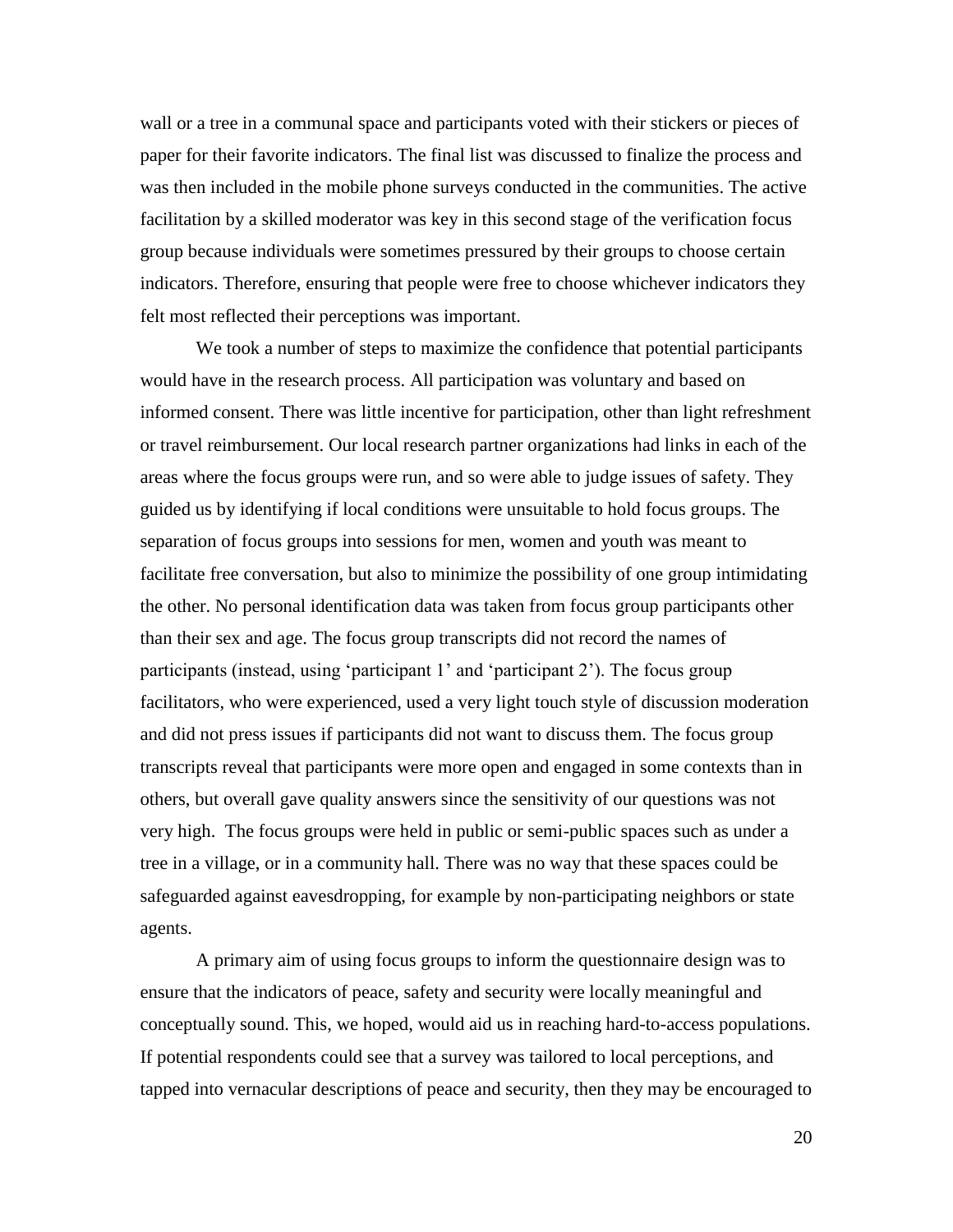wall or a tree in a communal space and participants voted with their stickers or pieces of paper for their favorite indicators. The final list was discussed to finalize the process and was then included in the mobile phone surveys conducted in the communities. The active facilitation by a skilled moderator was key in this second stage of the verification focus group because individuals were sometimes pressured by their groups to choose certain indicators. Therefore, ensuring that people were free to choose whichever indicators they felt most reflected their perceptions was important.

We took a number of steps to maximize the confidence that potential participants would have in the research process. All participation was voluntary and based on informed consent. There was little incentive for participation, other than light refreshment or travel reimbursement. Our local research partner organizations had links in each of the areas where the focus groups were run, and so were able to judge issues of safety. They guided us by identifying if local conditions were unsuitable to hold focus groups. The separation of focus groups into sessions for men, women and youth was meant to facilitate free conversation, but also to minimize the possibility of one group intimidating the other. No personal identification data was taken from focus group participants other than their sex and age. The focus group transcripts did not record the names of participants (instead, using 'participant 1' and 'participant 2'). The focus group facilitators, who were experienced, used a very light touch style of discussion moderation and did not press issues if participants did not want to discuss them. The focus group transcripts reveal that participants were more open and engaged in some contexts than in others, but overall gave quality answers since the sensitivity of our questions was not very high. The focus groups were held in public or semi-public spaces such as under a tree in a village, or in a community hall. There was no way that these spaces could be safeguarded against eavesdropping, for example by non-participating neighbors or state agents.

A primary aim of using focus groups to inform the questionnaire design was to ensure that the indicators of peace, safety and security were locally meaningful and conceptually sound. This, we hoped, would aid us in reaching hard-to-access populations. If potential respondents could see that a survey was tailored to local perceptions, and tapped into vernacular descriptions of peace and security, then they may be encouraged to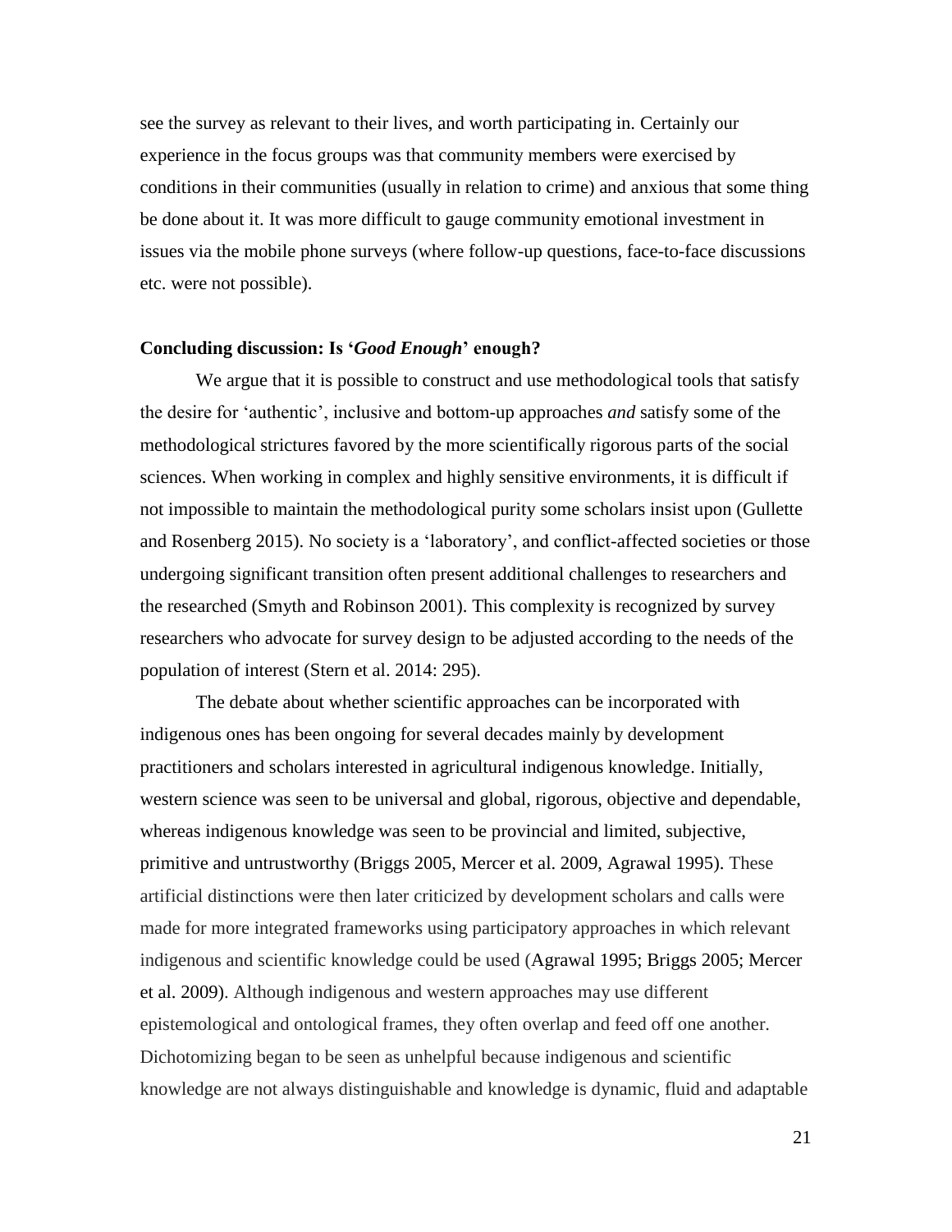see the survey as relevant to their lives, and worth participating in. Certainly our experience in the focus groups was that community members were exercised by conditions in their communities (usually in relation to crime) and anxious that some thing be done about it. It was more difficult to gauge community emotional investment in issues via the mobile phone surveys (where follow-up questions, face-to-face discussions etc. were not possible).

**Concluding discussion: Is '*Good Enough*' enough?**

We argue that it is possible to construct and use methodological tools that satisfy the desire for 'authentic', inclusive and bottom-up approaches *and* satisfy some of the methodological strictures favored by the more scientifically rigorous parts of the social sciences. When working in complex and highly sensitive environments, it is difficult if not impossible to maintain the methodological purity some scholars insist upon (Gullette and Rosenberg 2015). No society is a 'laboratory', and conflict-affected societies or those undergoing significant transition often present additional challenges to researchers and the researched (Smyth and Robinson 2001). This complexity is recognized by survey researchers who advocate for survey design to be adjusted according to the needs of the population of interest (Stern et al. 2014: 295).

The debate about whether scientific approaches can be incorporated with indigenous ones has been ongoing for several decades mainly by development practitioners and scholars interested in agricultural indigenous knowledge. Initially, western science was seen to be universal and global, rigorous, objective and dependable, whereas indigenous knowledge was seen to be provincial and limited, subjective, primitive and untrustworthy (Briggs 2005, Mercer et al. 2009, Agrawal 1995). These artificial distinctions were then later criticized by development scholars and calls were made for more integrated frameworks using participatory approaches in which relevant indigenous and scientific knowledge could be used (Agrawal 1995; Briggs 2005; Mercer et al. 2009). Although indigenous and western approaches may use different epistemological and ontological frames, they often overlap and feed off one another. Dichotomizing began to be seen as unhelpful because indigenous and scientific knowledge are not always distinguishable and knowledge is dynamic, fluid and adaptable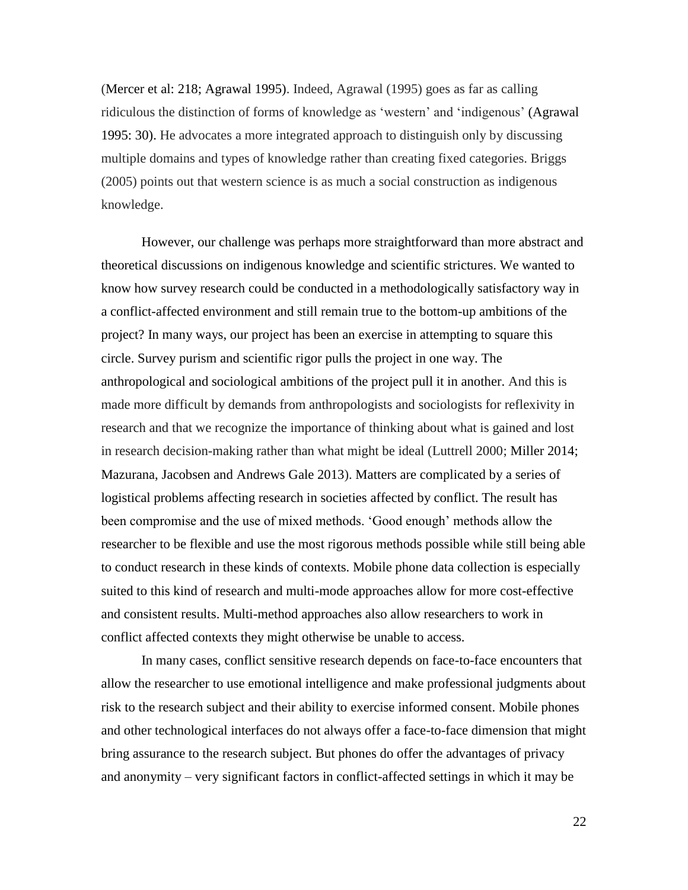(Mercer et al: 218; Agrawal 1995). Indeed, Agrawal (1995) goes as far as calling ridiculous the distinction of forms of knowledge as 'western' and 'indigenous' (Agrawal 1995: 30). He advocates a more integrated approach to distinguish only by discussing multiple domains and types of knowledge rather than creating fixed categories. Briggs (2005) points out that western science is as much a social construction as indigenous knowledge.

However, our challenge was perhaps more straightforward than more abstract and theoretical discussions on indigenous knowledge and scientific strictures. We wanted to know how survey research could be conducted in a methodologically satisfactory way in a conflict-affected environment and still remain true to the bottom-up ambitions of the project? In many ways, our project has been an exercise in attempting to square this circle. Survey purism and scientific rigor pulls the project in one way. The anthropological and sociological ambitions of the project pull it in another. And this is made more difficult by demands from anthropologists and sociologists for reflexivity in research and that we recognize the importance of thinking about what is gained and lost in research decision-making rather than what might be ideal (Luttrell 2000; Miller 2014; Mazurana, Jacobsen and Andrews Gale 2013). Matters are complicated by a series of logistical problems affecting research in societies affected by conflict. The result has been compromise and the use of mixed methods. 'Good enough' methods allow the researcher to be flexible and use the most rigorous methods possible while still being able to conduct research in these kinds of contexts. Mobile phone data collection is especially suited to this kind of research and multi-mode approaches allow for more cost-effective and consistent results. Multi-method approaches also allow researchers to work in conflict affected contexts they might otherwise be unable to access.

In many cases, conflict sensitive research depends on face-to-face encounters that allow the researcher to use emotional intelligence and make professional judgments about risk to the research subject and their ability to exercise informed consent. Mobile phones and other technological interfaces do not always offer a face-to-face dimension that might bring assurance to the research subject. But phones do offer the advantages of privacy and anonymity – very significant factors in conflict-affected settings in which it may be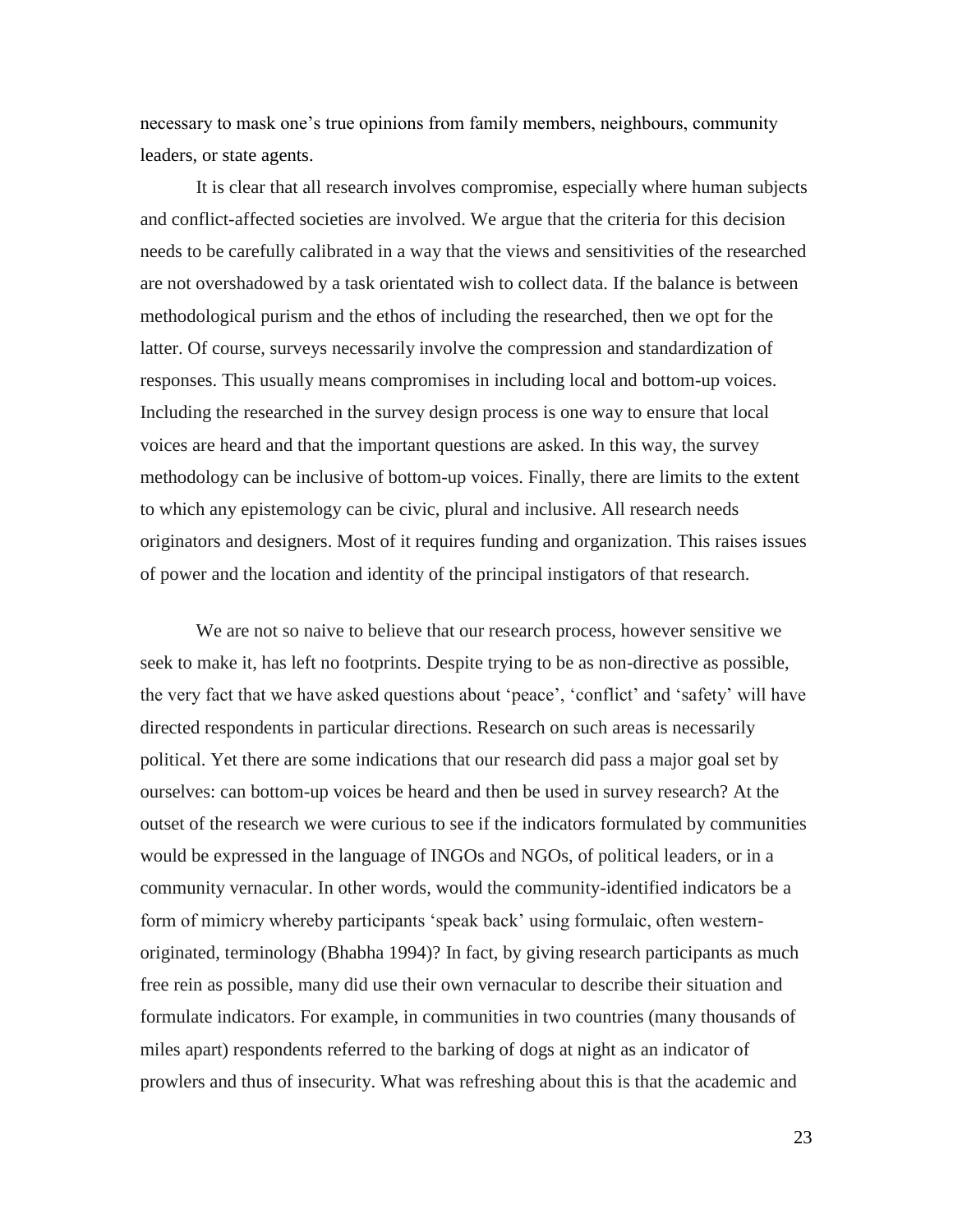necessary to mask one's true opinions from family members, neighbours, community leaders, or state agents.

It is clear that all research involves compromise, especially where human subjects and conflict-affected societies are involved. We argue that the criteria for this decision needs to be carefully calibrated in a way that the views and sensitivities of the researched are not overshadowed by a task orientated wish to collect data. If the balance is between methodological purism and the ethos of including the researched, then we opt for the latter. Of course, surveys necessarily involve the compression and standardization of responses. This usually means compromises in including local and bottom-up voices. Including the researched in the survey design process is one way to ensure that local voices are heard and that the important questions are asked. In this way, the survey methodology can be inclusive of bottom-up voices. Finally, there are limits to the extent to which any epistemology can be civic, plural and inclusive. All research needs originators and designers. Most of it requires funding and organization. This raises issues of power and the location and identity of the principal instigators of that research.

We are not so naive to believe that our research process, however sensitive we seek to make it, has left no footprints. Despite trying to be as non-directive as possible, the very fact that we have asked questions about 'peace', 'conflict' and 'safety' will have directed respondents in particular directions. Research on such areas is necessarily political. Yet there are some indications that our research did pass a major goal set by ourselves: can bottom-up voices be heard and then be used in survey research? At the outset of the research we were curious to see if the indicators formulated by communities would be expressed in the language of INGOs and NGOs, of political leaders, or in a community vernacular. In other words, would the community-identified indicators be a form of mimicry whereby participants 'speak back' using formulaic, often western-originated, terminology (Bhabha 1994)? In fact, by giving research participants as much free rein as possible, many did use their own vernacular to describe their situation and formulate indicators. For example, in communities in two countries (many thousands of miles apart) respondents referred to the barking of dogs at night as an indicator of prowlers and thus of insecurity. What was refreshing about this is that the academic and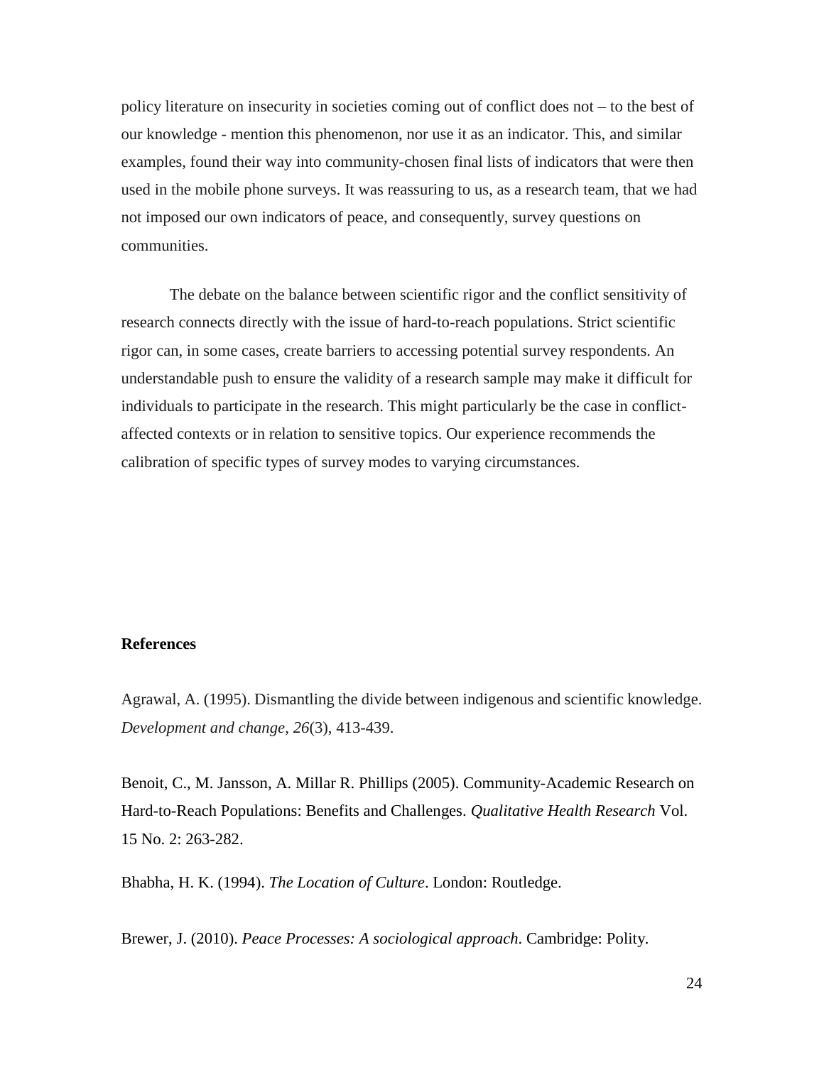policy literature on insecurity in societies coming out of conflict does not – to the best of our knowledge - mention this phenomenon, nor use it as an indicator. This, and similar examples, found their way into community-chosen final lists of indicators that were then used in the mobile phone surveys. It was reassuring to us, as a research team, that we had not imposed our own indicators of peace, and consequently, survey questions on communities.

The debate on the balance between scientific rigor and the conflict sensitivity of research connects directly with the issue of hard-to-reach populations. Strict scientific rigor can, in some cases, create barriers to accessing potential survey respondents. An understandable push to ensure the validity of a research sample may make it difficult for individuals to participate in the research. This might particularly be the case in conflict-affected contexts or in relation to sensitive topics. Our experience recommends the calibration of specific types of survey modes to varying circumstances.

**References**

Agrawal, A. (1995). Dismantling the divide between indigenous and scientific knowledge. *Development and change*, *26*(3), 413-439.

Benoit, C., M. Jansson, A. Millar R. Phillips (2005). Community-Academic Research on Hard-to-Reach Populations: Benefits and Challenges. *Qualitative Health Research* Vol. 15 No. 2: 263-282.

Bhabha, H. K. (1994). *The Location of Culture*. London: Routledge.

Brewer, J. (2010). *Peace Processes: A sociological approach*. Cambridge: Polity.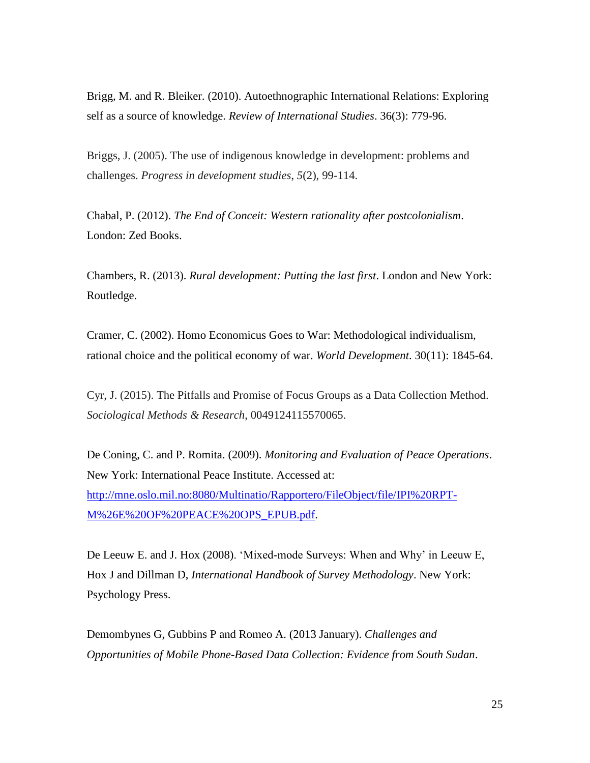Brigg, M. and R. Bleiker. (2010). Autoethnographic International Relations: Exploring self as a source of knowledge. *Review of International Studies*. 36(3): 779-96.

Briggs, J. (2005). The use of indigenous knowledge in development: problems and challenges. *Progress in development studies*, *5*(2), 99-114.

Chabal, P. (2012). *The End of Conceit: Western rationality after postcolonialism*. London: Zed Books.

Chambers, R. (2013). *Rural development: Putting the last first*. London and New York: Routledge.

Cramer, C. (2002). Homo Economicus Goes to War: Methodological individualism, rational choice and the political economy of war. *World Development*. 30(11): 1845-64.

Cyr, J. (2015). The Pitfalls and Promise of Focus Groups as a Data Collection Method. *Sociological Methods & Research*, 0049124115570065.

De Coning, C. and P. Romita. (2009). *Monitoring and Evaluation of Peace Operations*. New York: International Peace Institute. Accessed at: [http://mne.oslo.mil.no:8080/Multinatio/Rapportero/FileObject/file/IPI%20RPT-M%26E%20OF%20PEACE%20OPS_EPUB.pdf](http://mne.oslo.mil.no:8080/Multinatio/Rapportero/FileObject/file/IPI%20RPT-M%26E%20OF%20PEACE%20OPS_EPUB.pdf).

De Leeuw E. and J. Hox (2008). 'Mixed-mode Surveys: When and Why' in Leeuw E, Hox J and Dillman D, *International Handbook of Survey Methodology*. New York: Psychology Press.

Demombynes G, Gubbins P and Romeo A. (2013 January). *Challenges and Opportunities of Mobile Phone-Based Data Collection: Evidence from South Sudan*.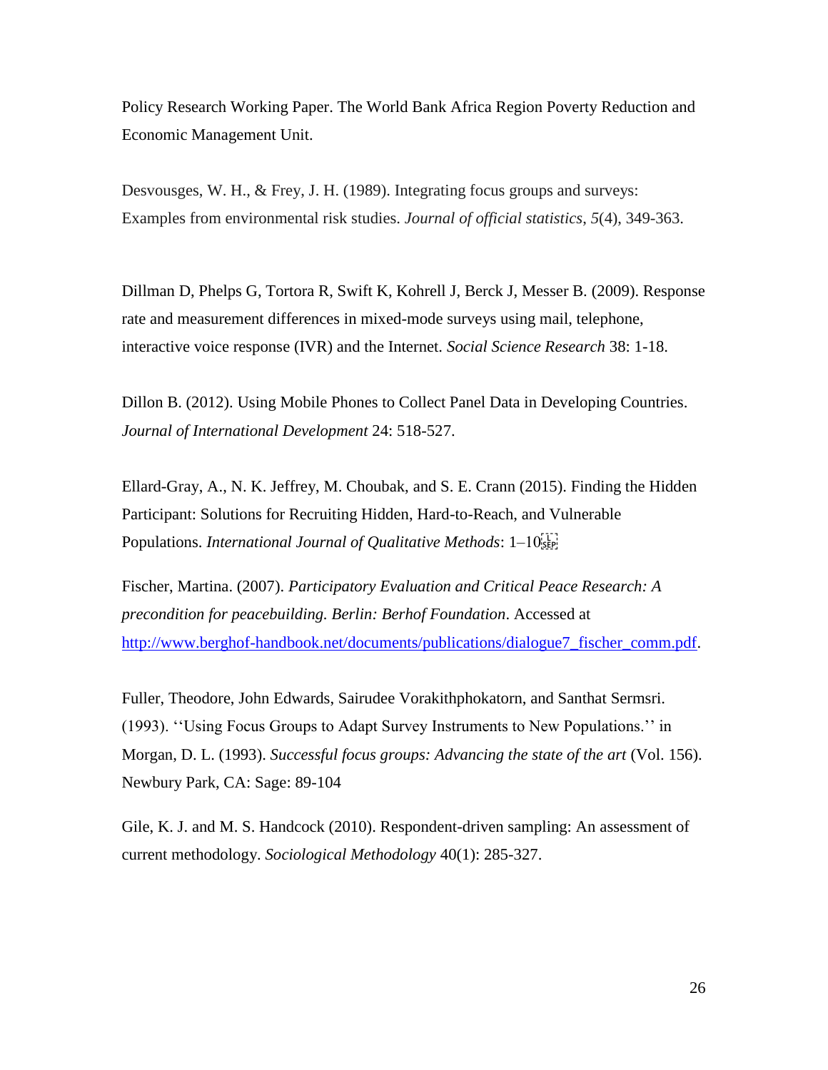Policy Research Working Paper. The World Bank Africa Region Poverty Reduction and Economic Management Unit.

Desvousges, W. H., & Frey, J. H. (1989). Integrating focus groups and surveys: Examples from environmental risk studies. *Journal of official statistics*, *5*(4), 349-363.

Dillman D, Phelps G, Tortora R, Swift K, Kohrell J, Berck J, Messer B. (2009). Response rate and measurement differences in mixed-mode surveys using mail, telephone, interactive voice response (IVR) and the Internet. *Social Science Research* 38: 1-18.

Dillon B. (2012). Using Mobile Phones to Collect Panel Data in Developing Countries. *Journal of International Development* 24: 518-527.

Ellard-Gray, A., N. K. Jeffrey, M. Choubak, and S. E. Crann (2015). Finding the Hidden Participant: Solutions for Recruiting Hidden, Hard-to-Reach, and Vulnerable Populations. *International Journal of Qualitative Methods*: 1–10

Fischer, Martina. (2007). *Participatory Evaluation and Critical Peace Research: A precondition for peacebuilding. Berlin: Berhof Foundation*. Accessed at http://www.berghof-handbook.net/documents/publications/dialogue7_fischer_comm.pdf.

Fuller, Theodore, John Edwards, Sairudee Vorakithphokatorn, and Santhat Sermsri. (1993). ''Using Focus Groups to Adapt Survey Instruments to New Populations.'' in Morgan, D. L. (1993). *Successful focus groups: Advancing the state of the art* (Vol. 156). Newbury Park, CA: Sage: 89-104

Gile, K. J. and M. S. Handcock (2010). Respondent-driven sampling: An assessment of current methodology. *Sociological Methodology* 40(1): 285-327.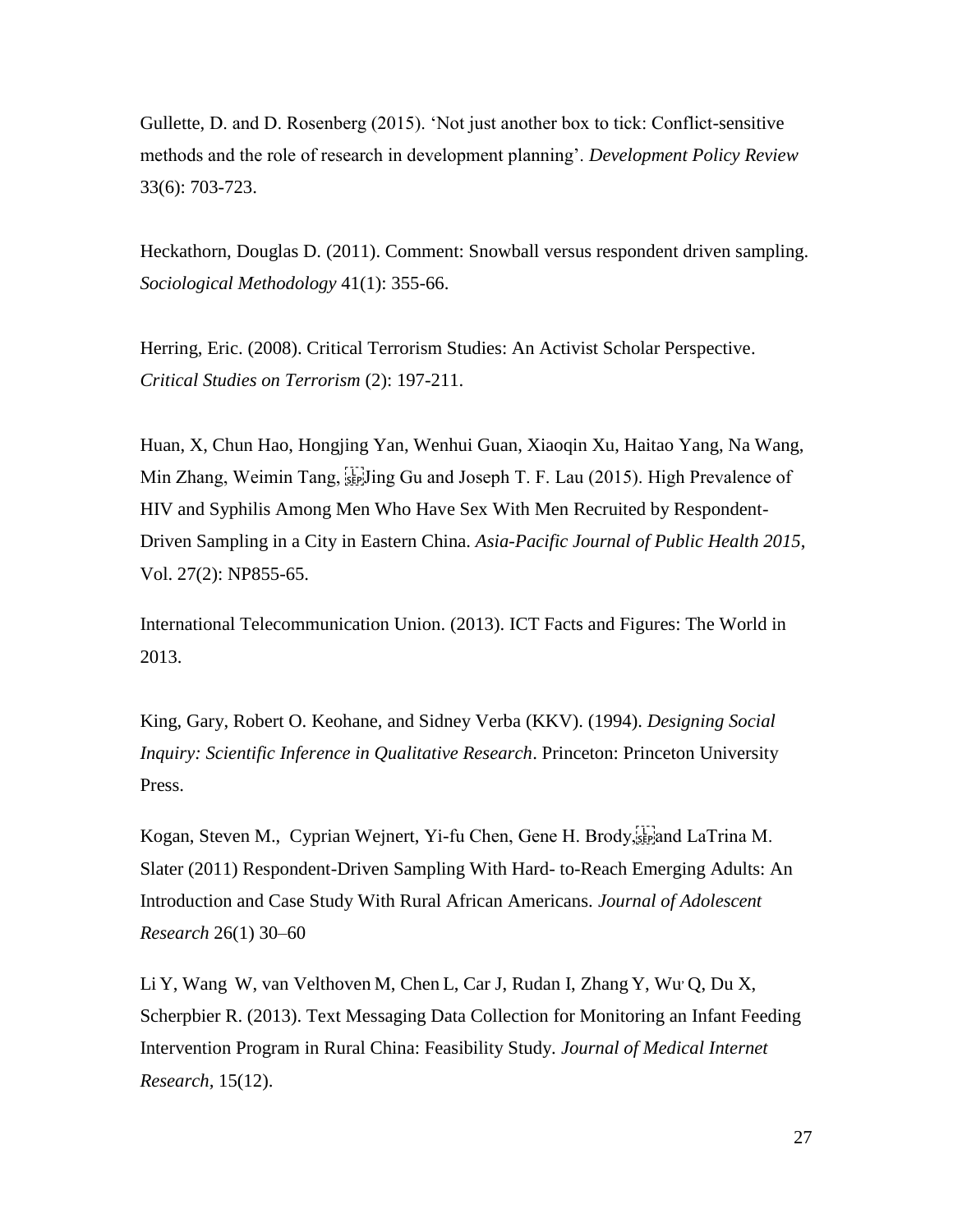Gullette, D. and D. Rosenberg (2015). 'Not just another box to tick: Conflict-sensitive methods and the role of research in development planning'. *Development Policy Review* 33(6): 703-723.

Heckathorn, Douglas D. (2011). Comment: Snowball versus respondent driven sampling. *Sociological Methodology* 41(1): 355-66.

Herring, Eric. (2008). Critical Terrorism Studies: An Activist Scholar Perspective. *Critical Studies on Terrorism* (2): 197-211.

Huan, X, Chun Hao, Hongjing Yan, Wenhui Guan, Xiaoqin Xu, Haitao Yang, Na Wang, Min Zhang, Weimin Tang, Jing Gu and Joseph T. F. Lau (2015). High Prevalence of HIV and Syphilis Among Men Who Have Sex With Men Recruited by Respondent-Driven Sampling in a City in Eastern China. *Asia-Pacific Journal of Public Health 2015*, Vol. 27(2): NP855-65.

International Telecommunication Union. (2013). ICT Facts and Figures: The World in 2013.

King, Gary, Robert O. Keohane, and Sidney Verba (KKV). (1994). *Designing Social Inquiry: Scientific Inference in Qualitative Research*. Princeton: Princeton University Press.

Kogan, Steven M., Cyprian Wejnert, Yi-fu Chen, Gene H. Brody, and LaTrina M. Slater (2011) Respondent-Driven Sampling With Hard- to-Reach Emerging Adults: An Introduction and Case Study With Rural African Americans. *Journal of Adolescent Research* 26(1) 30–60

Li Y, Wang W, van Velthoven M, Chen L, Car J, Rudan I, Zhang Y, Wu Q, Du X, Scherpbier R. (2013). Text Messaging Data Collection for Monitoring an Infant Feeding Intervention Program in Rural China: Feasibility Study. *Journal of Medical Internet Research*, 15(12).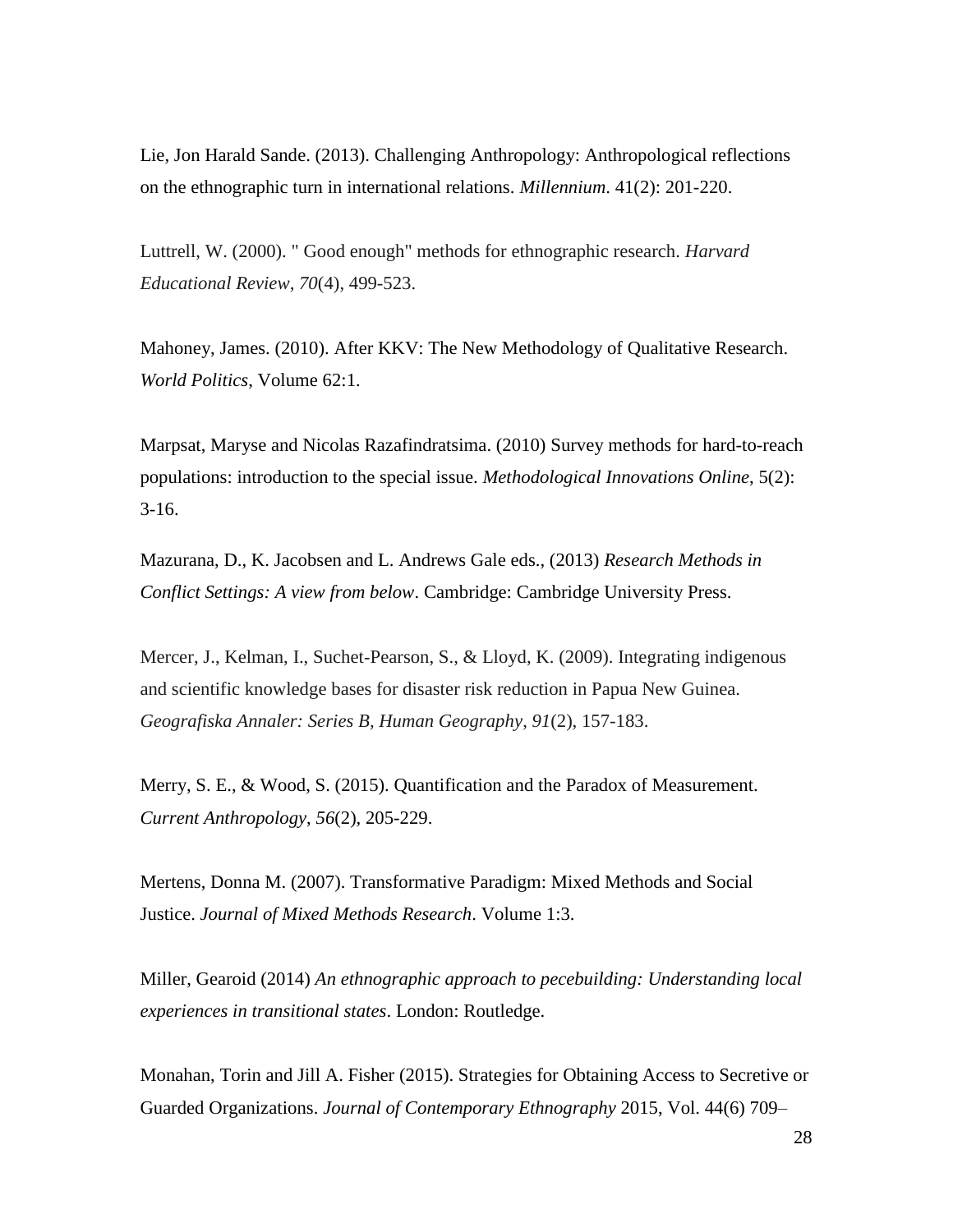Lie, Jon Harald Sande. (2013). Challenging Anthropology: Anthropological reflections on the ethnographic turn in international relations. *Millennium*. 41(2): 201-220.

Luttrell, W. (2000). " Good enough" methods for ethnographic research. *Harvard Educational Review*, *70*(4), 499-523.

Mahoney, James. (2010). After KKV: The New Methodology of Qualitative Research. *World Politics*, Volume 62:1.

Marpsat, Maryse and Nicolas Razafindratsima. (2010) Survey methods for hard-to-reach populations: introduction to the special issue. *Methodological Innovations Online*, 5(2): 3-16.

Mazurana, D., K. Jacobsen and L. Andrews Gale eds., (2013) *Research Methods in Conflict Settings: A view from below*. Cambridge: Cambridge University Press.

Mercer, J., Kelman, I., Suchet-Pearson, S., & Lloyd, K. (2009). Integrating indigenous and scientific knowledge bases for disaster risk reduction in Papua New Guinea. *Geografiska Annaler: Series B, Human Geography*, *91*(2), 157-183.

Merry, S. E., & Wood, S. (2015). Quantification and the Paradox of Measurement. *Current Anthropology*, *56*(2), 205-229.

Mertens, Donna M. (2007). Transformative Paradigm: Mixed Methods and Social Justice. *Journal of Mixed Methods Research*. Volume 1:3.

Miller, Gearoid (2014) *An ethnographic approach to pecebuilding: Understanding local experiences in transitional states*. London: Routledge.

Monahan, Torin and Jill A. Fisher (2015). Strategies for Obtaining Access to Secretive or Guarded Organizations. *Journal of Contemporary Ethnography* 2015, Vol. 44(6) 709–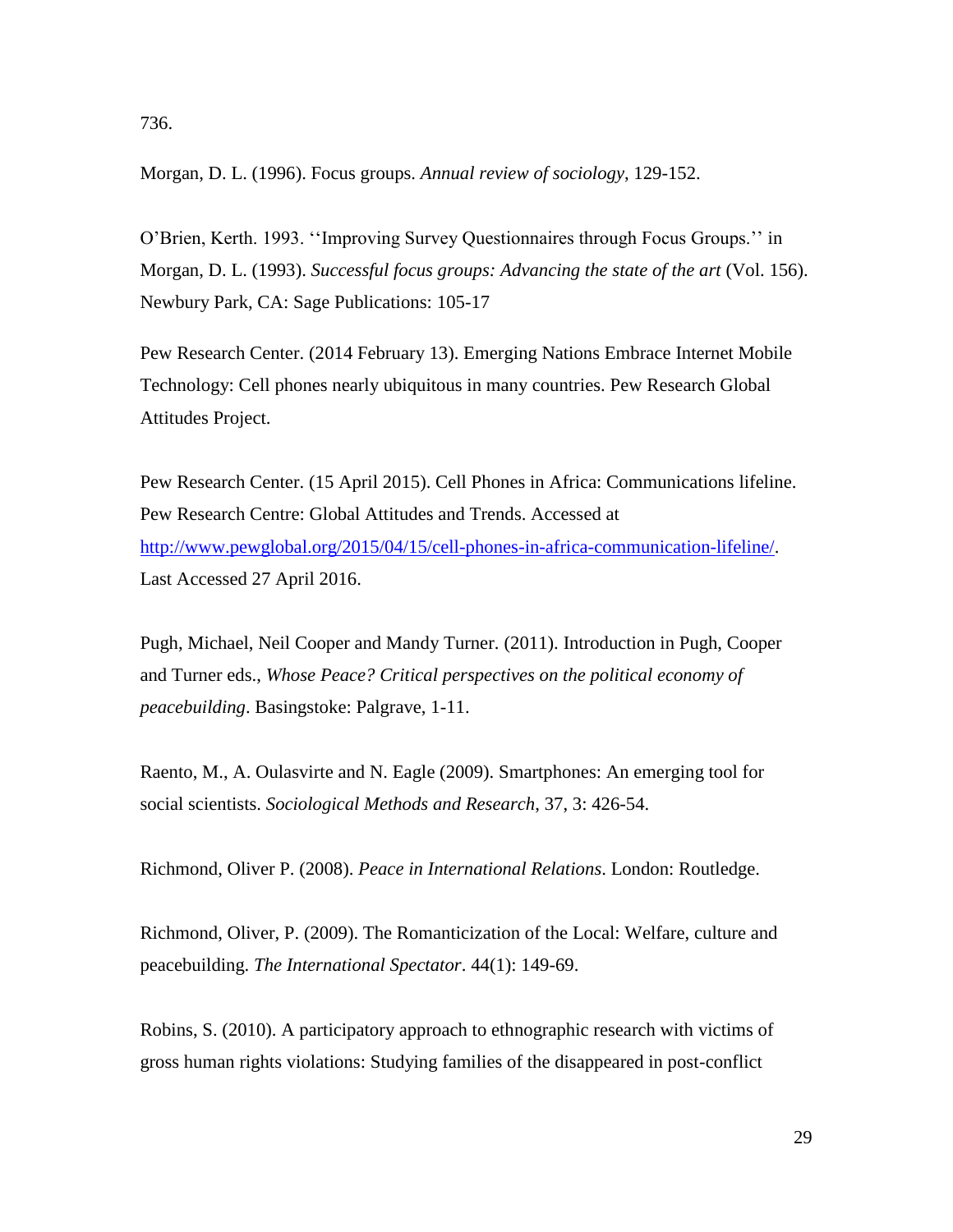736.

Morgan, D. L. (1996). Focus groups. *Annual review of sociology*, 129-152.

O'Brien, Kerth. 1993. ''Improving Survey Questionnaires through Focus Groups.'' in Morgan, D. L. (1993). *Successful focus groups: Advancing the state of the art* (Vol. 156). Newbury Park, CA: Sage Publications: 105-17

Pew Research Center. (2014 February 13). Emerging Nations Embrace Internet Mobile Technology: Cell phones nearly ubiquitous in many countries. Pew Research Global Attitudes Project.

Pew Research Center. (15 April 2015). Cell Phones in Africa: Communications lifeline. Pew Research Centre: Global Attitudes and Trends. Accessed at http://www.pewglobal.org/2015/04/15/cell-phones-in-africa-communication-lifeline/. Last Accessed 27 April 2016.

Pugh, Michael, Neil Cooper and Mandy Turner. (2011). Introduction in Pugh, Cooper and Turner eds., *Whose Peace? Critical perspectives on the political economy of peacebuilding*. Basingstoke: Palgrave, 1-11.

Raento, M., A. Oulasvirte and N. Eagle (2009). Smartphones: An emerging tool for social scientists. *Sociological Methods and Research*, 37, 3: 426-54.

Richmond, Oliver P. (2008). *Peace in International Relations*. London: Routledge.

Richmond, Oliver, P. (2009). The Romanticization of the Local: Welfare, culture and peacebuilding. *The International Spectator*. 44(1): 149-69.

Robins, S. (2010). A participatory approach to ethnographic research with victims of gross human rights violations: Studying families of the disappeared in post-conflict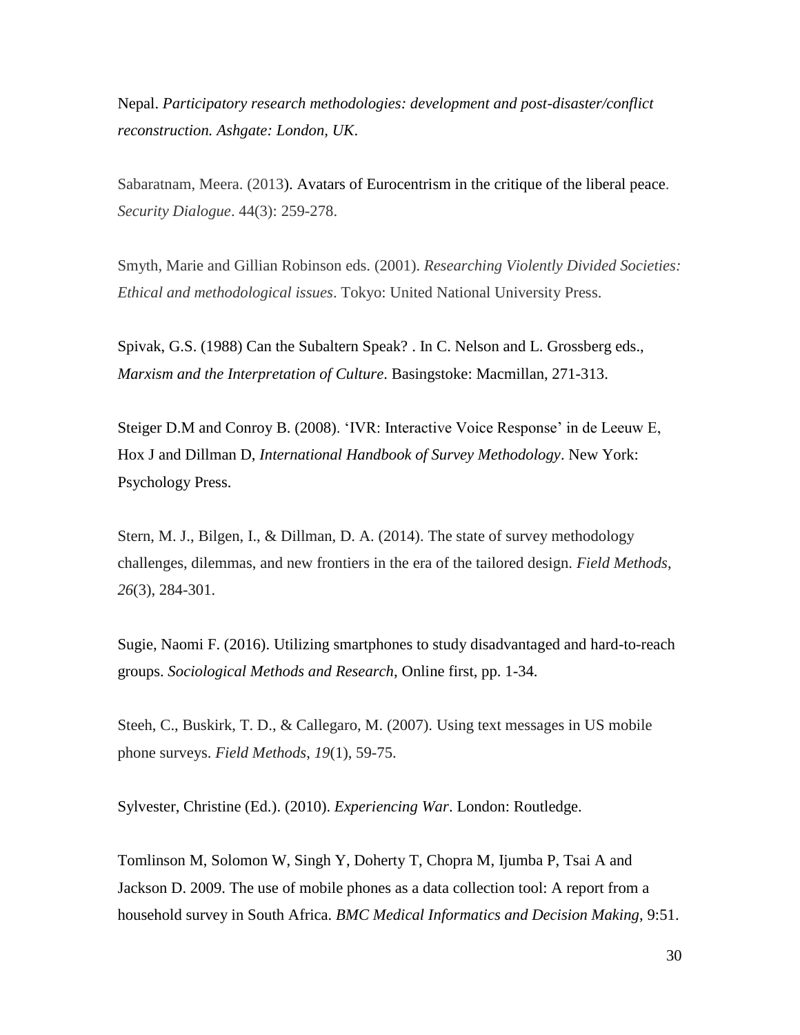Nepal. *Participatory research methodologies: development and post-disaster/conflict reconstruction. Ashgate: London, UK*.

Sabaratnam, Meera. (2013). Avatars of Eurocentrism in the critique of the liberal peace. *Security Dialogue*. 44(3): 259-278.

Smyth, Marie and Gillian Robinson eds. (2001). *Researching Violently Divided Societies: Ethical and methodological issues*. Tokyo: United National University Press.

Spivak, G.S. (1988) Can the Subaltern Speak? . In C. Nelson and L. Grossberg eds., *Marxism and the Interpretation of Culture*. Basingstoke: Macmillan, 271-313.

Steiger D.M and Conroy B. (2008). 'IVR: Interactive Voice Response' in de Leeuw E, Hox J and Dillman D, *International Handbook of Survey Methodology*. New York: Psychology Press.

Stern, M. J., Bilgen, I., & Dillman, D. A. (2014). The state of survey methodology challenges, dilemmas, and new frontiers in the era of the tailored design. *Field Methods*, *26*(3), 284-301.

Sugie, Naomi F. (2016). Utilizing smartphones to study disadvantaged and hard-to-reach groups. *Sociological Methods and Research*, Online first, pp. 1-34.

Steeh, C., Buskirk, T. D., & Callegaro, M. (2007). Using text messages in US mobile phone surveys. *Field Methods*, *19*(1), 59-75.

Sylvester, Christine (Ed.). (2010). *Experiencing War*. London: Routledge.

Tomlinson M, Solomon W, Singh Y, Doherty T, Chopra M, Ijumba P, Tsai A and Jackson D. 2009. The use of mobile phones as a data collection tool: A report from a household survey in South Africa. *BMC Medical Informatics and Decision Making*, 9:51.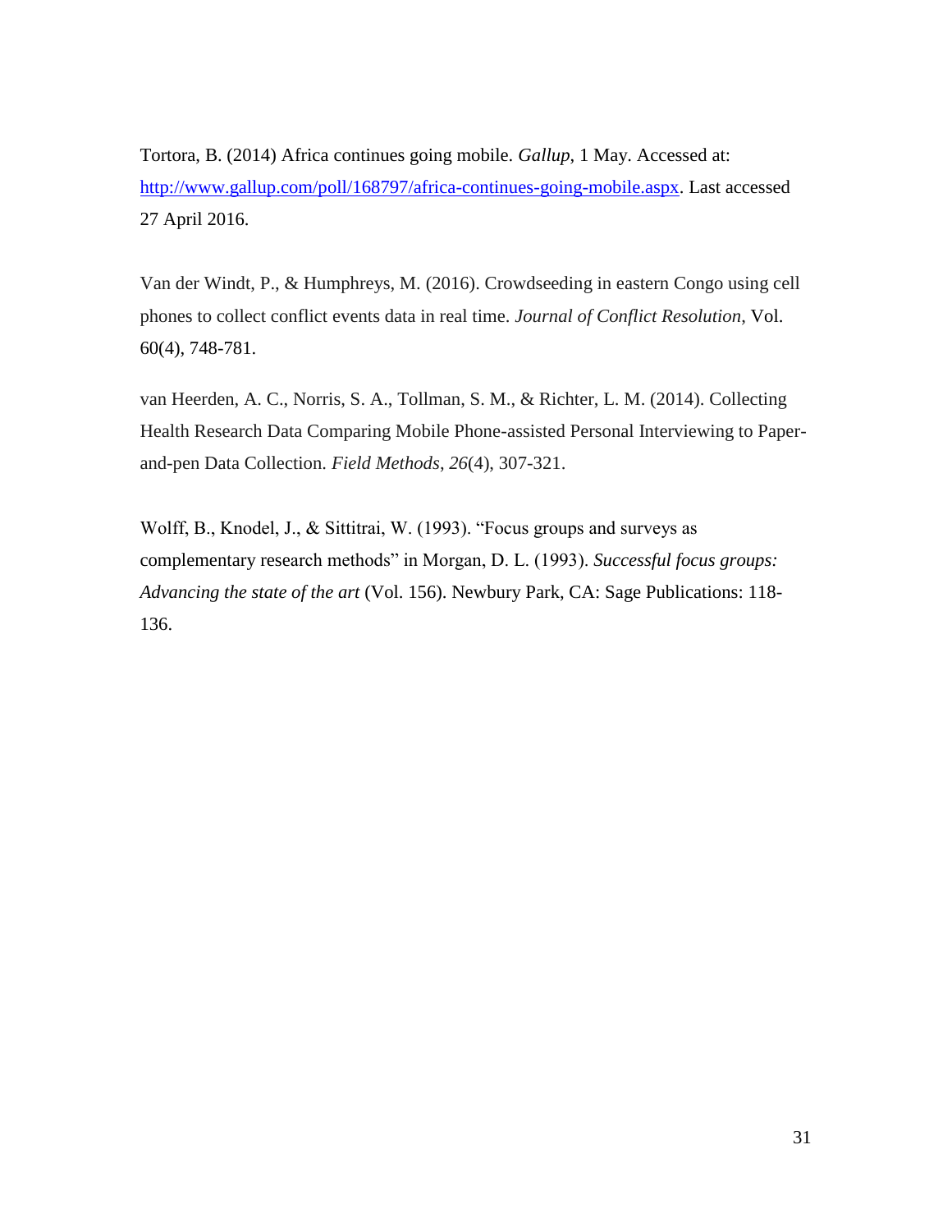Tortora, B. (2014) Africa continues going mobile. *Gallup*, 1 May. Accessed at: http://www.gallup.com/poll/168797/africa-continues-going-mobile.aspx. Last accessed 27 April 2016.

Van der Windt, P., & Humphreys, M. (2016). Crowdseeding in eastern Congo using cell phones to collect conflict events data in real time. *Journal of Conflict Resolution*, Vol. 60(4), 748-781.

van Heerden, A. C., Norris, S. A., Tollman, S. M., & Richter, L. M. (2014). Collecting Health Research Data Comparing Mobile Phone-assisted Personal Interviewing to Paper-and-pen Data Collection. *Field Methods*, *26*(4), 307-321.

Wolff, B., Knodel, J., & Sittitrai, W. (1993). "Focus groups and surveys as complementary research methods" in Morgan, D. L. (1993). *Successful focus groups: Advancing the state of the art* (Vol. 156). Newbury Park, CA: Sage Publications: 118-136.